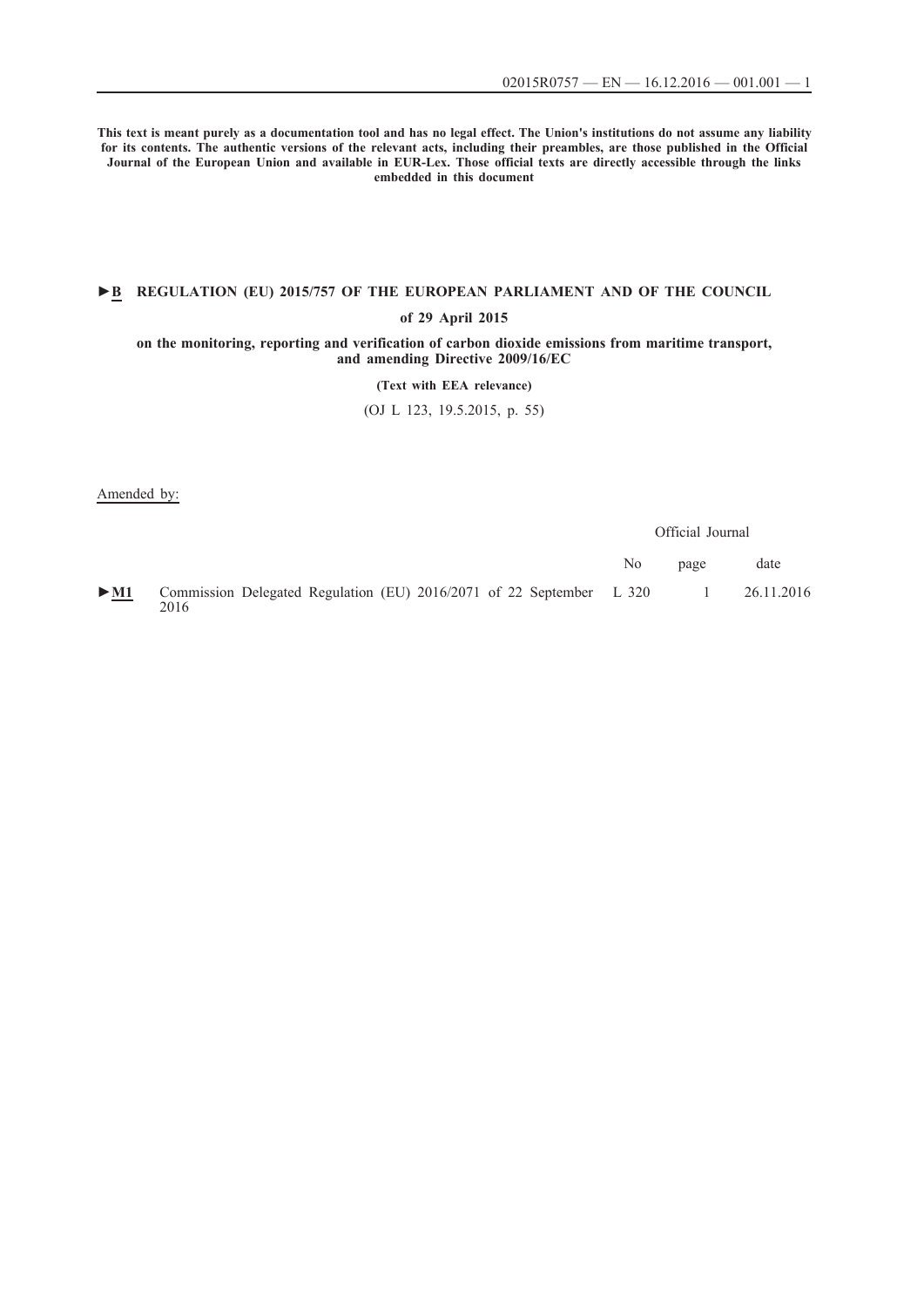**This text is meant purely as a documentation tool and has no legal effect. The Union's institutions do not assume any liability for its contents. The authentic versions of the relevant acts, including their preambles, are those published in the Official Journal of the European Union and available in EUR-Lex. Those official texts are directly accessible through the links embedded in this document**

# ►B REGULATION (EU) 2015/757 OF THE EUROPEAN PARLIAMENT AND OF THE COUNCIL

**of 29 April 2015**

**on the monitoring, reporting and verification of carbon dioxide emissions from maritime transport, and amending Directive 2009/16/EC**

**(Text with EEA relevance)**

(OJ L 123, 19.5.2015, p. 55)

Amended by:

| | | Official Journal | | |
|---|---|---|---|---|
| | | No | page | date |
| ►M1 | Commission Delegated Regulation (EU) 2016/2071 of 22 September 2016 | L 320 | 1 | 26.11.2016 |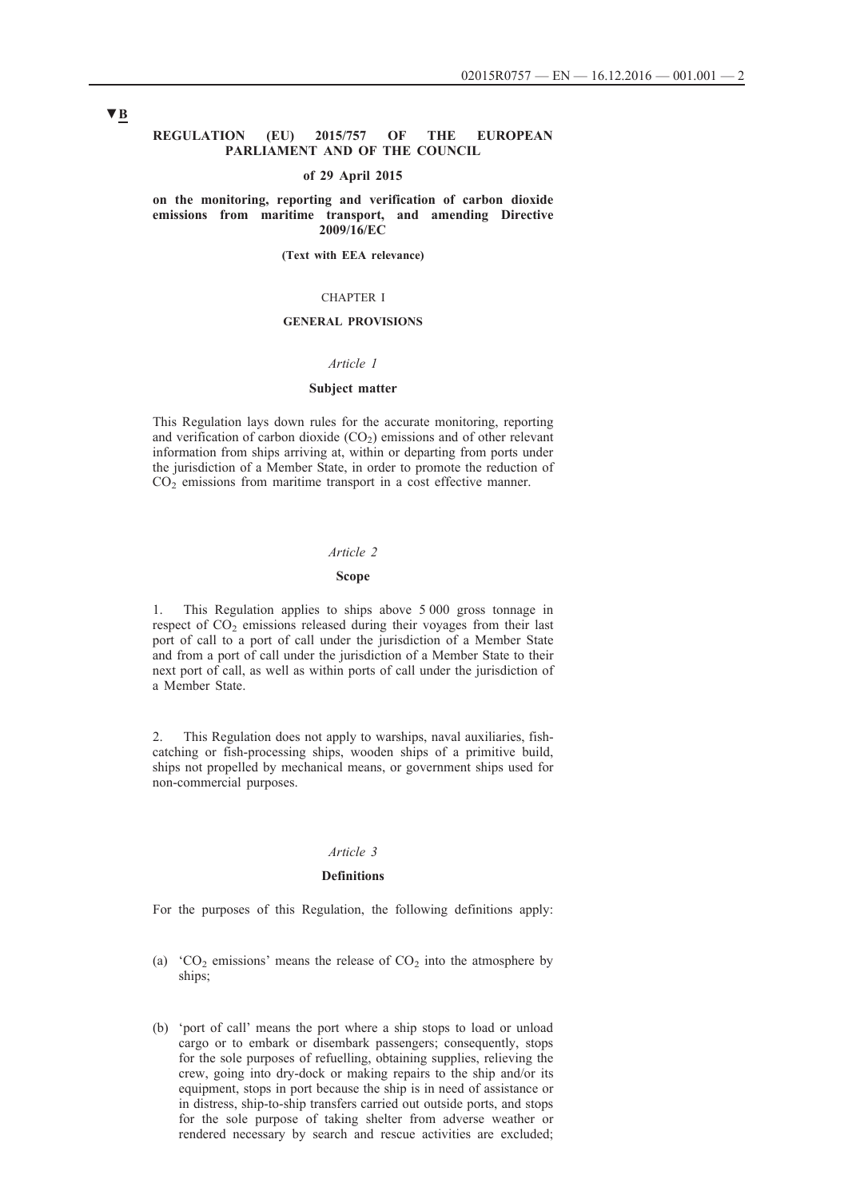▼B

**REGULATION (EU) 2015/757 OF THE EUROPEAN PARLIAMENT AND OF THE COUNCIL**

**of 29 April 2015**

**on the monitoring, reporting and verification of carbon dioxide emissions from maritime transport, and amending Directive 2009/16/EC**

**(Text with EEA relevance)**

CHAPTER I

**GENERAL PROVISIONS**

*Article 1*

**Subject matter**

This Regulation lays down rules for the accurate monitoring, reporting and verification of carbon dioxide ($CO_2$) emissions and of other relevant information from ships arriving at, within or departing from ports under the jurisdiction of a Member State, in order to promote the reduction of $CO_2$ emissions from maritime transport in a cost effective manner.

*Article 2*

**Scope**

1. This Regulation applies to ships above 5 000 gross tonnage in respect of $CO_2$ emissions released during their voyages from their last port of call to a port of call under the jurisdiction of a Member State and from a port of call under the jurisdiction of a Member State to their next port of call, as well as within ports of call under the jurisdiction of a Member State.

2. This Regulation does not apply to warships, naval auxiliaries, fish-catching or fish-processing ships, wooden ships of a primitive build, ships not propelled by mechanical means, or government ships used for non-commercial purposes.

*Article 3*

**Definitions**

For the purposes of this Regulation, the following definitions apply:

(a) '$CO_2$ emissions' means the release of $CO_2$ into the atmosphere by ships;

(b) 'port of call' means the port where a ship stops to load or unload cargo or to embark or disembark passengers; consequently, stops for the sole purposes of refuelling, obtaining supplies, relieving the crew, going into dry-dock or making repairs to the ship and/or its equipment, stops in port because the ship is in need of assistance or in distress, ship-to-ship transfers carried out outside ports, and stops for the sole purpose of taking shelter from adverse weather or rendered necessary by search and rescue activities are excluded;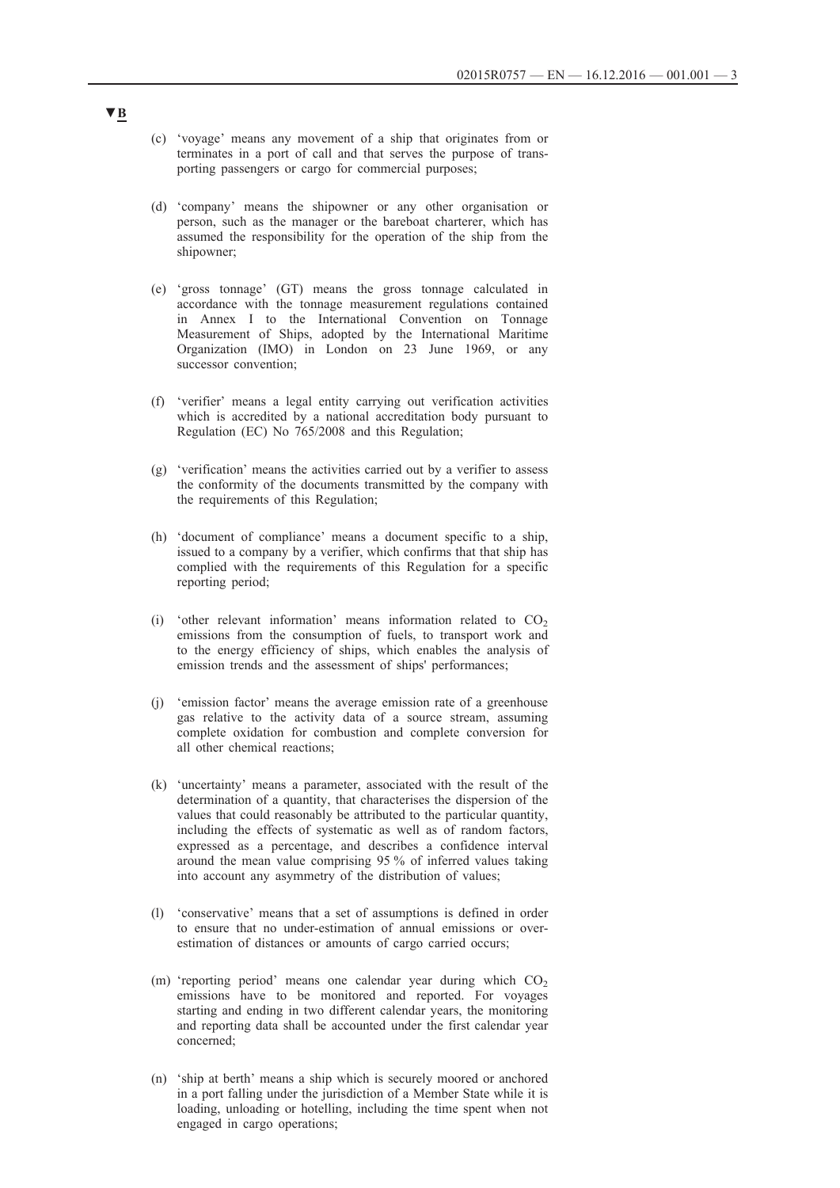▼B

(c) 'voyage' means any movement of a ship that originates from or terminates in a port of call and that serves the purpose of transporting passengers or cargo for commercial purposes;

(d) 'company' means the shipowner or any other organisation or person, such as the manager or the bareboat charterer, which has assumed the responsibility for the operation of the ship from the shipowner;

(e) 'gross tonnage' (GT) means the gross tonnage calculated in accordance with the tonnage measurement regulations contained in Annex I to the International Convention on Tonnage Measurement of Ships, adopted by the International Maritime Organization (IMO) in London on 23 June 1969, or any successor convention;

(f) 'verifier' means a legal entity carrying out verification activities which is accredited by a national accreditation body pursuant to Regulation (EC) No 765/2008 and this Regulation;

(g) 'verification' means the activities carried out by a verifier to assess the conformity of the documents transmitted by the company with the requirements of this Regulation;

(h) 'document of compliance' means a document specific to a ship, issued to a company by a verifier, which confirms that that ship has complied with the requirements of this Regulation for a specific reporting period;

(i) 'other relevant information' means information related to $CO_2$ emissions from the consumption of fuels, to transport work and to the energy efficiency of ships, which enables the analysis of emission trends and the assessment of ships' performances;

(j) 'emission factor' means the average emission rate of a greenhouse gas relative to the activity data of a source stream, assuming complete oxidation for combustion and complete conversion for all other chemical reactions;

(k) 'uncertainty' means a parameter, associated with the result of the determination of a quantity, that characterises the dispersion of the values that could reasonably be attributed to the particular quantity, including the effects of systematic as well as of random factors, expressed as a percentage, and describes a confidence interval around the mean value comprising 95 % of inferred values taking into account any asymmetry of the distribution of values;

(l) 'conservative' means that a set of assumptions is defined in order to ensure that no under-estimation of annual emissions or over-estimation of distances or amounts of cargo carried occurs;

(m) 'reporting period' means one calendar year during which $CO_2$ emissions have to be monitored and reported. For voyages starting and ending in two different calendar years, the monitoring and reporting data shall be accounted under the first calendar year concerned;

(n) 'ship at berth' means a ship which is securely moored or anchored in a port falling under the jurisdiction of a Member State while it is loading, unloading or hotelling, including the time spent when not engaged in cargo operations;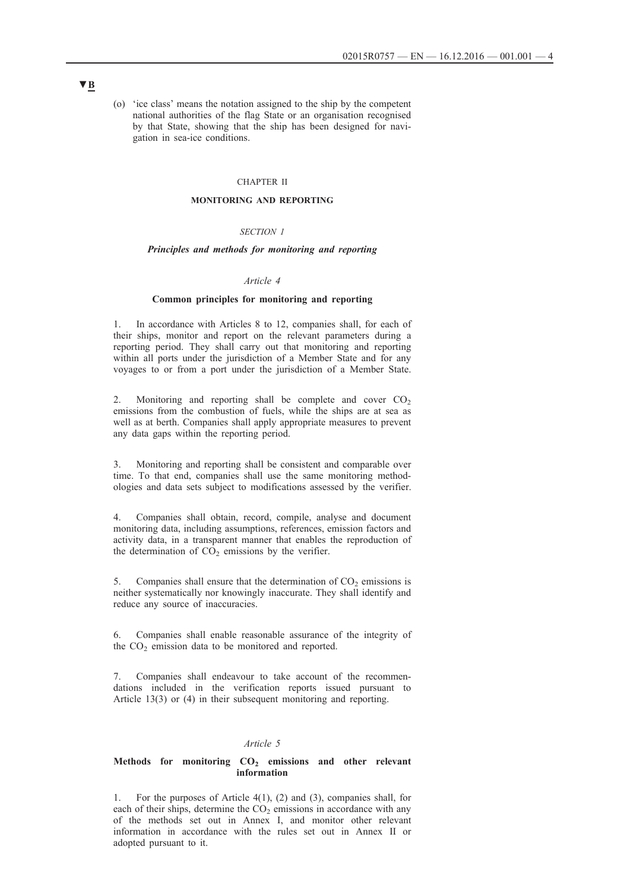▼B

(o) 'ice class' means the notation assigned to the ship by the competent national authorities of the flag State or an organisation recognised by that State, showing that the ship has been designed for navigation in sea-ice conditions.

CHAPTER II

**MONITORING AND REPORTING**

*SECTION 1*

***Principles and methods for monitoring and reporting***

*Article 4*

**Common principles for monitoring and reporting**

1. In accordance with Articles 8 to 12, companies shall, for each of their ships, monitor and report on the relevant parameters during a reporting period. They shall carry out that monitoring and reporting within all ports under the jurisdiction of a Member State and for any voyages to or from a port under the jurisdiction of a Member State.

2. Monitoring and reporting shall be complete and cover $CO_2$ emissions from the combustion of fuels, while the ships are at sea as well as at berth. Companies shall apply appropriate measures to prevent any data gaps within the reporting period.

3. Monitoring and reporting shall be consistent and comparable over time. To that end, companies shall use the same monitoring methodologies and data sets subject to modifications assessed by the verifier.

4. Companies shall obtain, record, compile, analyse and document monitoring data, including assumptions, references, emission factors and activity data, in a transparent manner that enables the reproduction of the determination of $CO_2$ emissions by the verifier.

5. Companies shall ensure that the determination of $CO_2$ emissions is neither systematically nor knowingly inaccurate. They shall identify and reduce any source of inaccuracies.

6. Companies shall enable reasonable assurance of the integrity of the $CO_2$ emission data to be monitored and reported.

7. Companies shall endeavour to take account of the recommendations included in the verification reports issued pursuant to Article 13(3) or (4) in their subsequent monitoring and reporting.

*Article 5*

**Methods for monitoring $CO_2$ emissions and other relevant information**

1. For the purposes of Article 4(1), (2) and (3), companies shall, for each of their ships, determine the $CO_2$ emissions in accordance with any of the methods set out in Annex I, and monitor other relevant information in accordance with the rules set out in Annex II or adopted pursuant to it.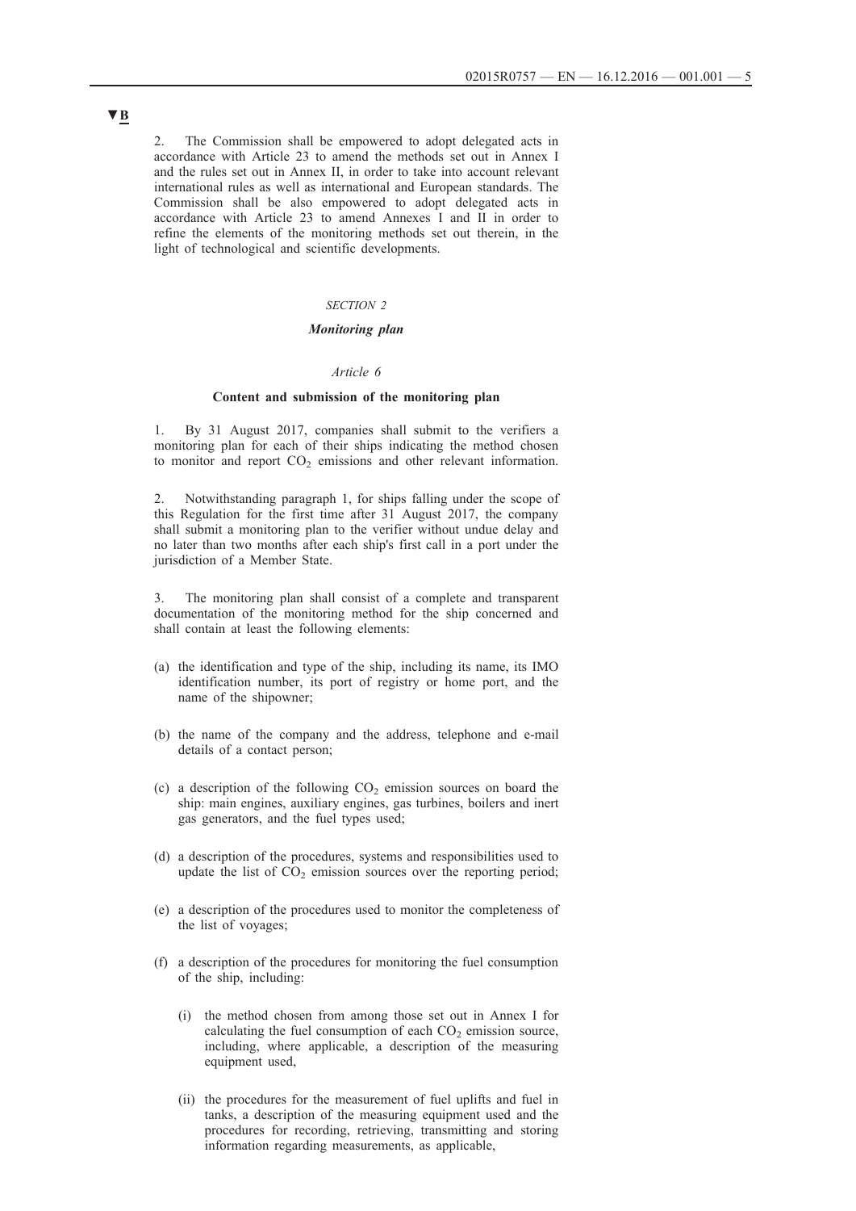▼B

2. The Commission shall be empowered to adopt delegated acts in accordance with Article 23 to amend the methods set out in Annex I and the rules set out in Annex II, in order to take into account relevant international rules as well as international and European standards. The Commission shall be also empowered to adopt delegated acts in accordance with Article 23 to amend Annexes I and II in order to refine the elements of the monitoring methods set out therein, in the light of technological and scientific developments.

*SECTION 2*

***Monitoring plan***

*Article 6*

**Content and submission of the monitoring plan**

1. By 31 August 2017, companies shall submit to the verifiers a monitoring plan for each of their ships indicating the method chosen to monitor and report $CO_2$ emissions and other relevant information.

2. Notwithstanding paragraph 1, for ships falling under the scope of this Regulation for the first time after 31 August 2017, the company shall submit a monitoring plan to the verifier without undue delay and no later than two months after each ship's first call in a port under the jurisdiction of a Member State.

3. The monitoring plan shall consist of a complete and transparent documentation of the monitoring method for the ship concerned and shall contain at least the following elements:

(a) the identification and type of the ship, including its name, its IMO identification number, its port of registry or home port, and the name of the shipowner;

(b) the name of the company and the address, telephone and e-mail details of a contact person;

(c) a description of the following $CO_2$ emission sources on board the ship: main engines, auxiliary engines, gas turbines, boilers and inert gas generators, and the fuel types used;

(d) a description of the procedures, systems and responsibilities used to update the list of $CO_2$ emission sources over the reporting period;

(e) a description of the procedures used to monitor the completeness of the list of voyages;

(f) a description of the procedures for monitoring the fuel consumption of the ship, including:

   (i) the method chosen from among those set out in Annex I for calculating the fuel consumption of each $CO_2$ emission source, including, where applicable, a description of the measuring equipment used,

   (ii) the procedures for the measurement of fuel uplifts and fuel in tanks, a description of the measuring equipment used and the procedures for recording, retrieving, transmitting and storing information regarding measurements, as applicable,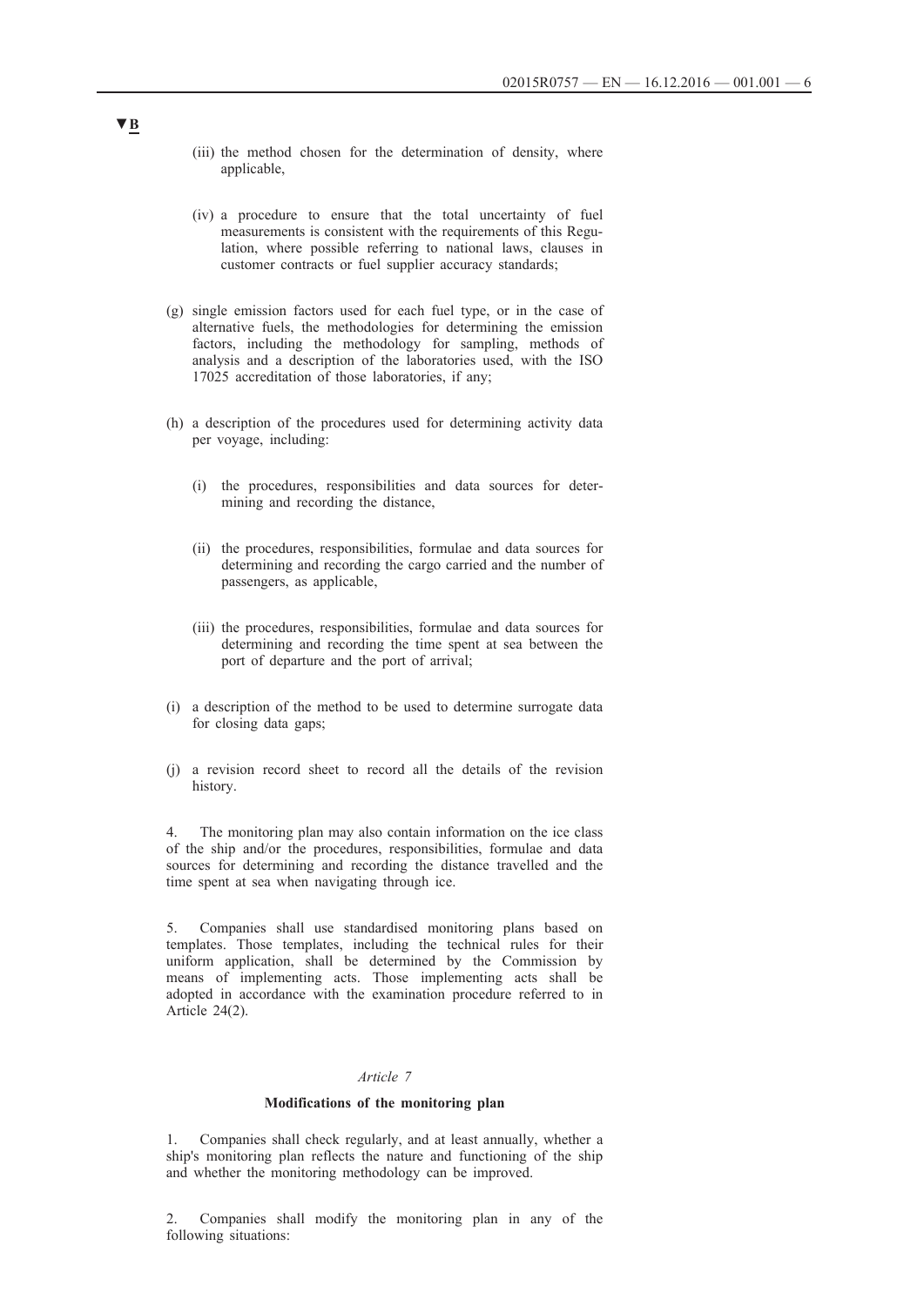(iii) the method chosen for the determination of density, where applicable,

(iv) a procedure to ensure that the total uncertainty of fuel measurements is consistent with the requirements of this Regulation, where possible referring to national laws, clauses in customer contracts or fuel supplier accuracy standards;

(g) single emission factors used for each fuel type, or in the case of alternative fuels, the methodologies for determining the emission factors, including the methodology for sampling, methods of analysis and a description of the laboratories used, with the ISO 17025 accreditation of those laboratories, if any;

(h) a description of the procedures used for determining activity data per voyage, including:

(i) the procedures, responsibilities and data sources for determining and recording the distance,

(ii) the procedures, responsibilities, formulae and data sources for determining and recording the cargo carried and the number of passengers, as applicable,

(iii) the procedures, responsibilities, formulae and data sources for determining and recording the time spent at sea between the port of departure and the port of arrival;

(i) a description of the method to be used to determine surrogate data for closing data gaps;

(j) a revision record sheet to record all the details of the revision history.

4. The monitoring plan may also contain information on the ice class of the ship and/or the procedures, responsibilities, formulae and data sources for determining and recording the distance travelled and the time spent at sea when navigating through ice.

5. Companies shall use standardised monitoring plans based on templates. Those templates, including the technical rules for their uniform application, shall be determined by the Commission by means of implementing acts. Those implementing acts shall be adopted in accordance with the examination procedure referred to in Article 24(2).

*Article 7*

**Modifications of the monitoring plan**

1. Companies shall check regularly, and at least annually, whether a ship's monitoring plan reflects the nature and functioning of the ship and whether the monitoring methodology can be improved.

2. Companies shall modify the monitoring plan in any of the following situations: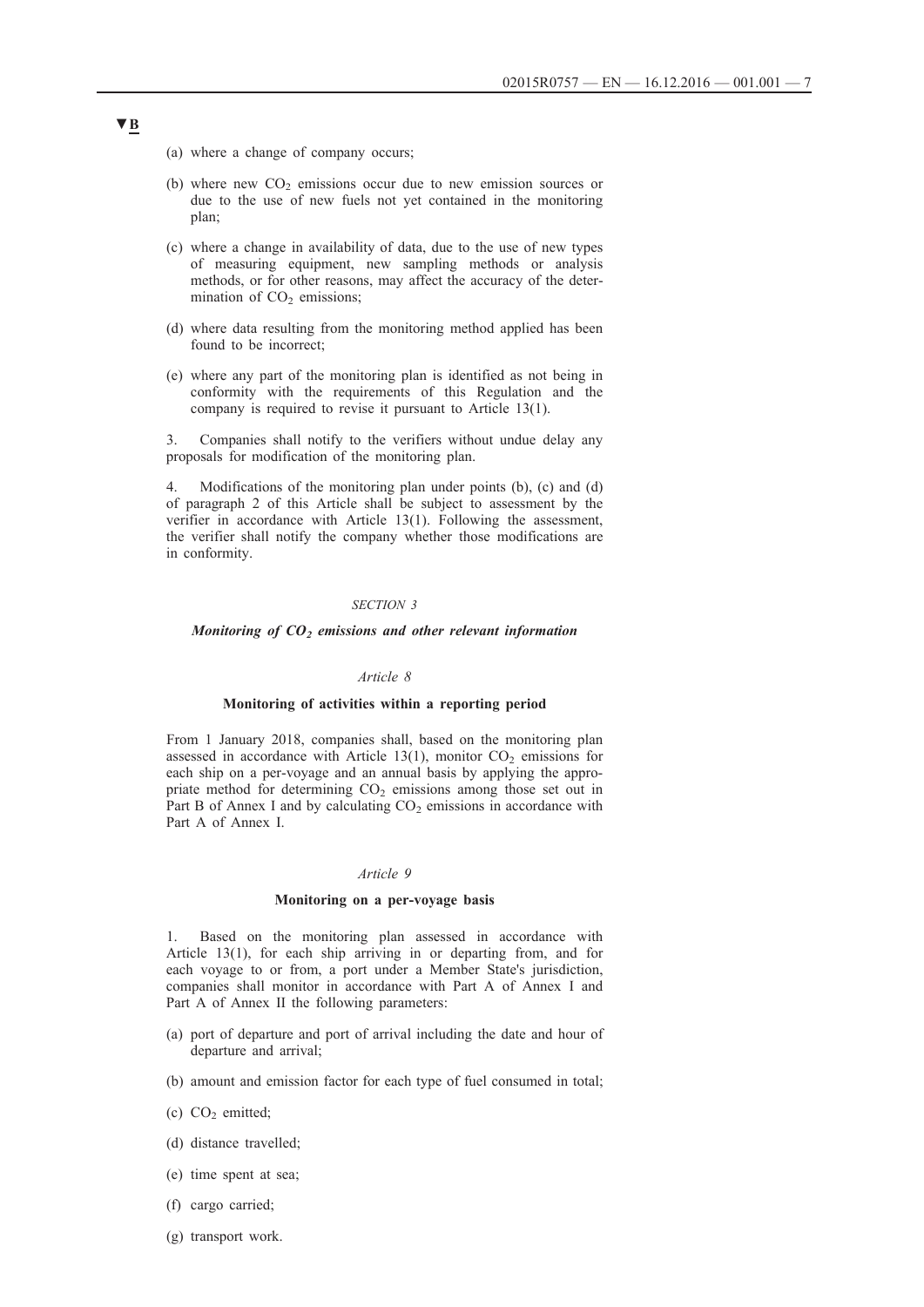▼B

(a) where a change of company occurs;

(b) where new $CO_2$ emissions occur due to new emission sources or due to the use of new fuels not yet contained in the monitoring plan;

(c) where a change in availability of data, due to the use of new types of measuring equipment, new sampling methods or analysis methods, or for other reasons, may affect the accuracy of the determination of $CO_2$ emissions;

(d) where data resulting from the monitoring method applied has been found to be incorrect;

(e) where any part of the monitoring plan is identified as not being in conformity with the requirements of this Regulation and the company is required to revise it pursuant to Article 13(1).

3. Companies shall notify to the verifiers without undue delay any proposals for modification of the monitoring plan.

4. Modifications of the monitoring plan under points (b), (c) and (d) of paragraph 2 of this Article shall be subject to assessment by the verifier in accordance with Article 13(1). Following the assessment, the verifier shall notify the company whether those modifications are in conformity.

*SECTION 3*

## *Monitoring of $CO_2$ emissions and other relevant information*

*Article 8*

### Monitoring of activities within a reporting period

From 1 January 2018, companies shall, based on the monitoring plan assessed in accordance with Article 13(1), monitor $CO_2$ emissions for each ship on a per-voyage and an annual basis by applying the appropriate method for determining $CO_2$ emissions among those set out in Part B of Annex I and by calculating $CO_2$ emissions in accordance with Part A of Annex I.

*Article 9*

### Monitoring on a per-voyage basis

1. Based on the monitoring plan assessed in accordance with Article 13(1), for each ship arriving in or departing from, and for each voyage to or from, a port under a Member State's jurisdiction, companies shall monitor in accordance with Part A of Annex I and Part A of Annex II the following parameters:

(a) port of departure and port of arrival including the date and hour of departure and arrival;

(b) amount and emission factor for each type of fuel consumed in total;

(c) $CO_2$ emitted;

(d) distance travelled;

(e) time spent at sea;

(f) cargo carried;

(g) transport work.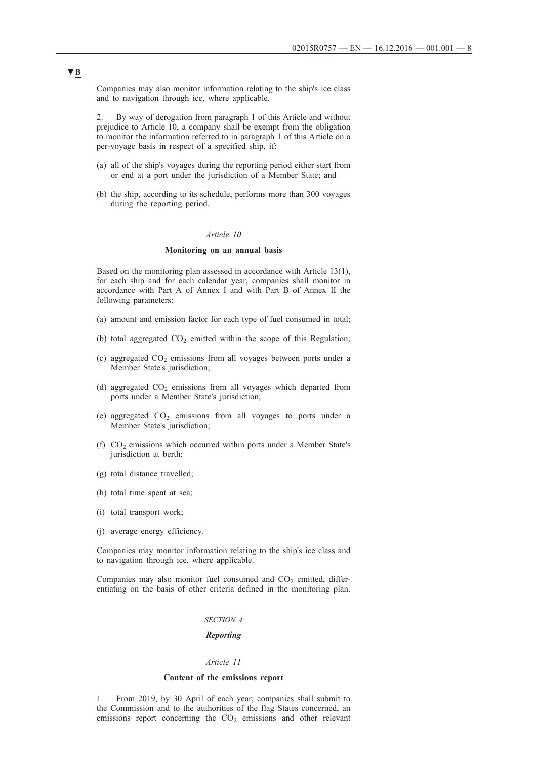▼B

Companies may also monitor information relating to the ship's ice class and to navigation through ice, where applicable.

2. By way of derogation from paragraph 1 of this Article and without prejudice to Article 10, a company shall be exempt from the obligation to monitor the information referred to in paragraph 1 of this Article on a per-voyage basis in respect of a specified ship, if:

(a) all of the ship's voyages during the reporting period either start from or end at a port under the jurisdiction of a Member State; and

(b) the ship, according to its schedule, performs more than 300 voyages during the reporting period.

*Article 10*

**Monitoring on an annual basis**

Based on the monitoring plan assessed in accordance with Article 13(1), for each ship and for each calendar year, companies shall monitor in accordance with Part A of Annex I and with Part B of Annex II the following parameters:

(a) amount and emission factor for each type of fuel consumed in total;

(b) total aggregated $CO_2$ emitted within the scope of this Regulation;

(c) aggregated $CO_2$ emissions from all voyages between ports under a Member State's jurisdiction;

(d) aggregated $CO_2$ emissions from all voyages which departed from ports under a Member State's jurisdiction;

(e) aggregated $CO_2$ emissions from all voyages to ports under a Member State's jurisdiction;

(f) $CO_2$ emissions which occurred within ports under a Member State's jurisdiction at berth;

(g) total distance travelled;

(h) total time spent at sea;

(i) total transport work;

(j) average energy efficiency.

Companies may monitor information relating to the ship's ice class and to navigation through ice, where applicable.

Companies may also monitor fuel consumed and $CO_2$ emitted, differentiating on the basis of other criteria defined in the monitoring plan.

*SECTION 4*

***Reporting***

*Article 11*

**Content of the emissions report**

1. From 2019, by 30 April of each year, companies shall submit to the Commission and to the authorities of the flag States concerned, an emissions report concerning the $CO_2$ emissions and other relevant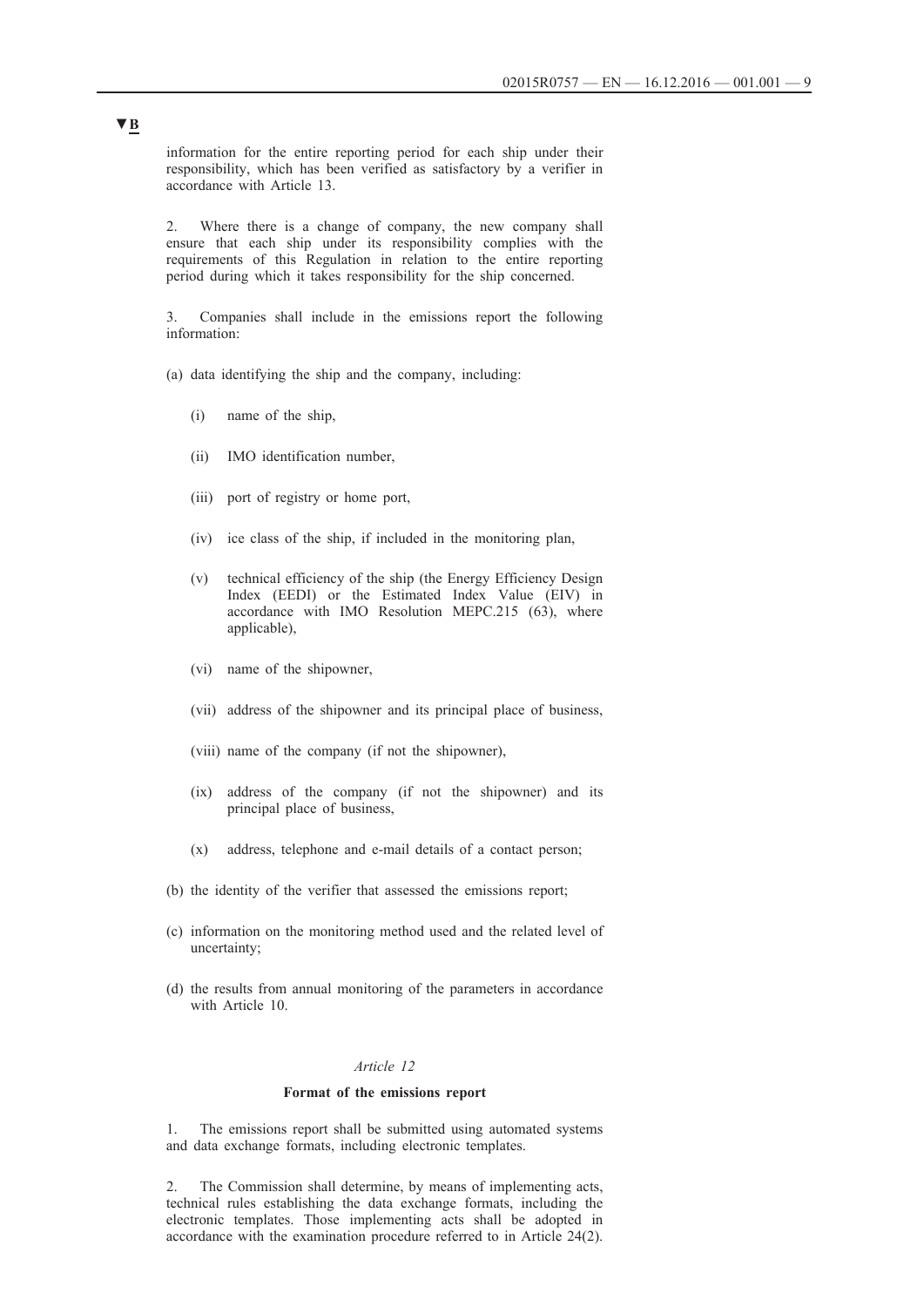▼B

information for the entire reporting period for each ship under their responsibility, which has been verified as satisfactory by a verifier in accordance with Article 13.

2. Where there is a change of company, the new company shall ensure that each ship under its responsibility complies with the requirements of this Regulation in relation to the entire reporting period during which it takes responsibility for the ship concerned.

3. Companies shall include in the emissions report the following information:

(a) data identifying the ship and the company, including:

  (i) name of the ship,

  (ii) IMO identification number,

  (iii) port of registry or home port,

  (iv) ice class of the ship, if included in the monitoring plan,

  (v) technical efficiency of the ship (the Energy Efficiency Design Index (EEDI) or the Estimated Index Value (EIV) in accordance with IMO Resolution MEPC.215 (63), where applicable),

  (vi) name of the shipowner,

  (vii) address of the shipowner and its principal place of business,

  (viii) name of the company (if not the shipowner),

  (ix) address of the company (if not the shipowner) and its principal place of business,

  (x) address, telephone and e-mail details of a contact person;

(b) the identity of the verifier that assessed the emissions report;

(c) information on the monitoring method used and the related level of uncertainty;

(d) the results from annual monitoring of the parameters in accordance with Article 10.

*Article 12*

**Format of the emissions report**

1. The emissions report shall be submitted using automated systems and data exchange formats, including electronic templates.

2. The Commission shall determine, by means of implementing acts, technical rules establishing the data exchange formats, including the electronic templates. Those implementing acts shall be adopted in accordance with the examination procedure referred to in Article 24(2).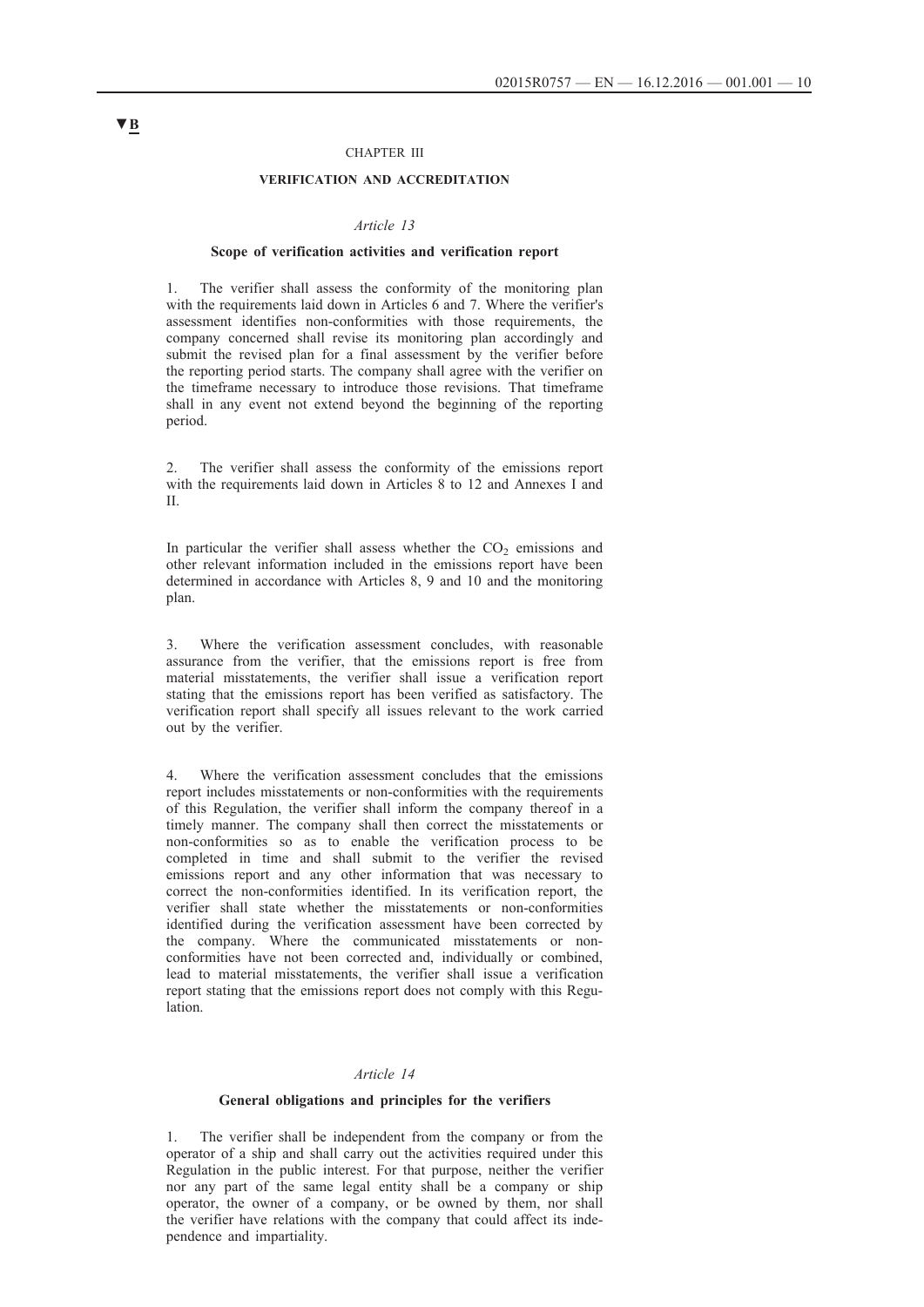▼B

CHAPTER III

**VERIFICATION AND ACCREDITATION**

*Article 13*

**Scope of verification activities and verification report**

1. The verifier shall assess the conformity of the monitoring plan with the requirements laid down in Articles 6 and 7. Where the verifier's assessment identifies non-conformities with those requirements, the company concerned shall revise its monitoring plan accordingly and submit the revised plan for a final assessment by the verifier before the reporting period starts. The company shall agree with the verifier on the timeframe necessary to introduce those revisions. That timeframe shall in any event not extend beyond the beginning of the reporting period.

2. The verifier shall assess the conformity of the emissions report with the requirements laid down in Articles 8 to 12 and Annexes I and II.

In particular the verifier shall assess whether the $CO_2$ emissions and other relevant information included in the emissions report have been determined in accordance with Articles 8, 9 and 10 and the monitoring plan.

3. Where the verification assessment concludes, with reasonable assurance from the verifier, that the emissions report is free from material misstatements, the verifier shall issue a verification report stating that the emissions report has been verified as satisfactory. The verification report shall specify all issues relevant to the work carried out by the verifier.

4. Where the verification assessment concludes that the emissions report includes misstatements or non-conformities with the requirements of this Regulation, the verifier shall inform the company thereof in a timely manner. The company shall then correct the misstatements or non-conformities so as to enable the verification process to be completed in time and shall submit to the verifier the revised emissions report and any other information that was necessary to correct the non-conformities identified. In its verification report, the verifier shall state whether the misstatements or non-conformities identified during the verification assessment have been corrected by the company. Where the communicated misstatements or non-conformities have not been corrected and, individually or combined, lead to material misstatements, the verifier shall issue a verification report stating that the emissions report does not comply with this Regulation.

*Article 14*

**General obligations and principles for the verifiers**

1. The verifier shall be independent from the company or from the operator of a ship and shall carry out the activities required under this Regulation in the public interest. For that purpose, neither the verifier nor any part of the same legal entity shall be a company or ship operator, the owner of a company, or be owned by them, nor shall the verifier have relations with the company that could affect its independence and impartiality.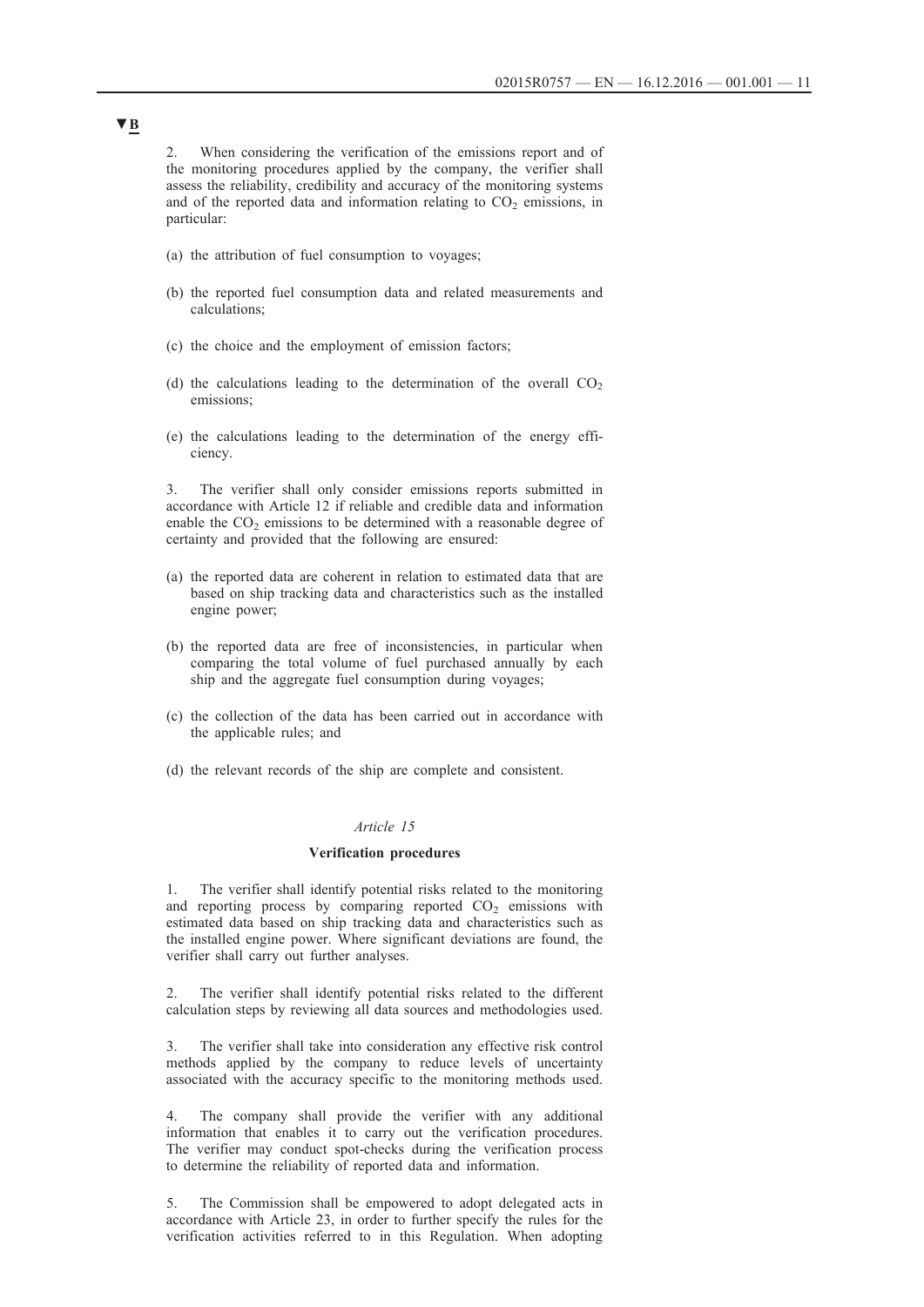▼B

2. When considering the verification of the emissions report and of the monitoring procedures applied by the company, the verifier shall assess the reliability, credibility and accuracy of the monitoring systems and of the reported data and information relating to $CO_2$ emissions, in particular:

(a) the attribution of fuel consumption to voyages;

(b) the reported fuel consumption data and related measurements and calculations;

(c) the choice and the employment of emission factors;

(d) the calculations leading to the determination of the overall $CO_2$ emissions;

(e) the calculations leading to the determination of the energy efficiency.

3. The verifier shall only consider emissions reports submitted in accordance with Article 12 if reliable and credible data and information enable the $CO_2$ emissions to be determined with a reasonable degree of certainty and provided that the following are ensured:

(a) the reported data are coherent in relation to estimated data that are based on ship tracking data and characteristics such as the installed engine power;

(b) the reported data are free of inconsistencies, in particular when comparing the total volume of fuel purchased annually by each ship and the aggregate fuel consumption during voyages;

(c) the collection of the data has been carried out in accordance with the applicable rules; and

(d) the relevant records of the ship are complete and consistent.

*Article 15*

**Verification procedures**

1. The verifier shall identify potential risks related to the monitoring and reporting process by comparing reported $CO_2$ emissions with estimated data based on ship tracking data and characteristics such as the installed engine power. Where significant deviations are found, the verifier shall carry out further analyses.

2. The verifier shall identify potential risks related to the different calculation steps by reviewing all data sources and methodologies used.

3. The verifier shall take into consideration any effective risk control methods applied by the company to reduce levels of uncertainty associated with the accuracy specific to the monitoring methods used.

4. The company shall provide the verifier with any additional information that enables it to carry out the verification procedures. The verifier may conduct spot-checks during the verification process to determine the reliability of reported data and information.

5. The Commission shall be empowered to adopt delegated acts in accordance with Article 23, in order to further specify the rules for the verification activities referred to in this Regulation. When adopting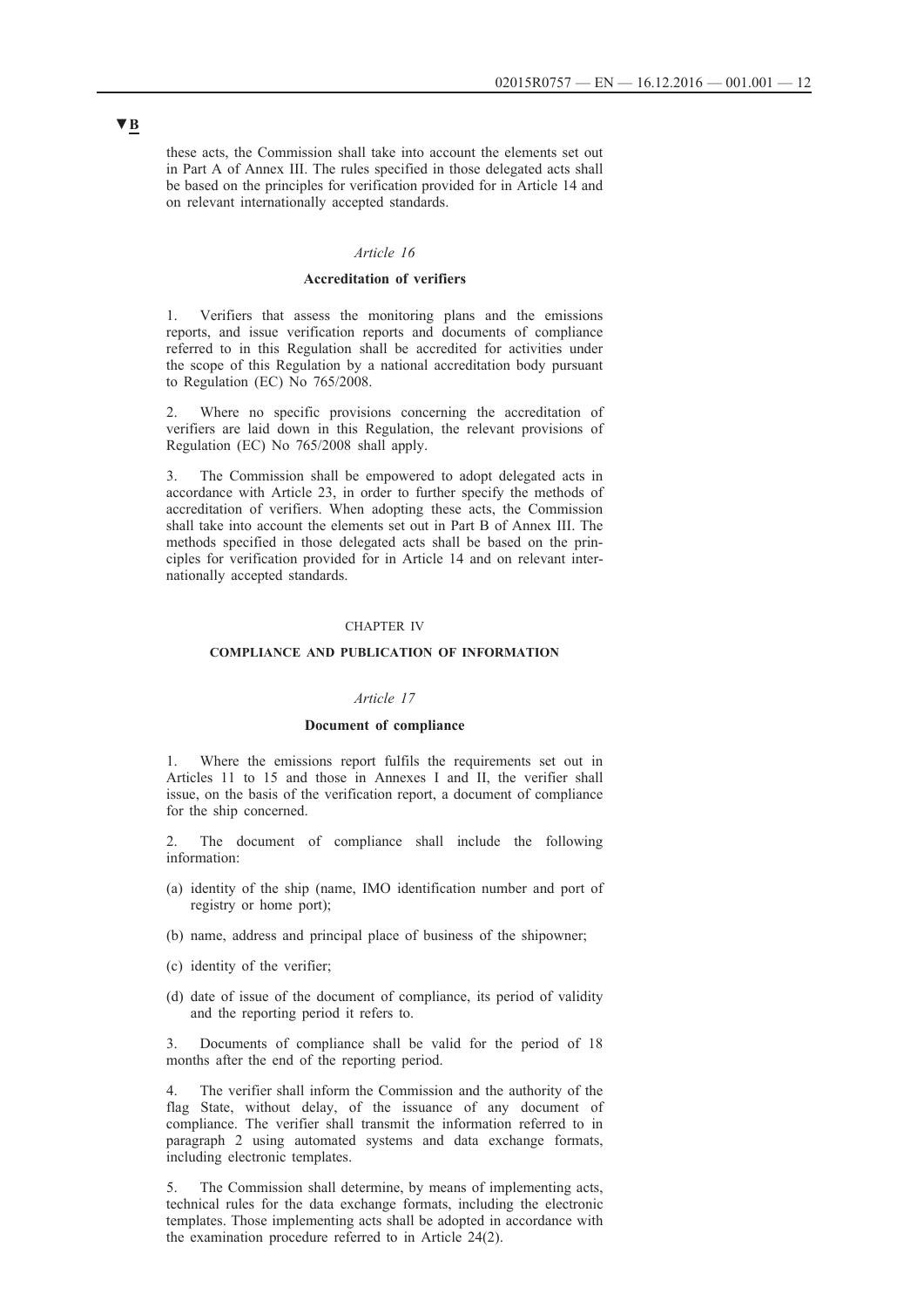▼**B**

these acts, the Commission shall take into account the elements set out in Part A of Annex III. The rules specified in those delegated acts shall be based on the principles for verification provided for in Article 14 and on relevant internationally accepted standards.

*Article 16*

**Accreditation of verifiers**

1. Verifiers that assess the monitoring plans and the emissions reports, and issue verification reports and documents of compliance referred to in this Regulation shall be accredited for activities under the scope of this Regulation by a national accreditation body pursuant to Regulation (EC) No 765/2008.

2. Where no specific provisions concerning the accreditation of verifiers are laid down in this Regulation, the relevant provisions of Regulation (EC) No 765/2008 shall apply.

3. The Commission shall be empowered to adopt delegated acts in accordance with Article 23, in order to further specify the methods of accreditation of verifiers. When adopting these acts, the Commission shall take into account the elements set out in Part B of Annex III. The methods specified in those delegated acts shall be based on the principles for verification provided for in Article 14 and on relevant internationally accepted standards.

CHAPTER IV

**COMPLIANCE AND PUBLICATION OF INFORMATION**

*Article 17*

**Document of compliance**

1. Where the emissions report fulfils the requirements set out in Articles 11 to 15 and those in Annexes I and II, the verifier shall issue, on the basis of the verification report, a document of compliance for the ship concerned.

2. The document of compliance shall include the following information:

(a) identity of the ship (name, IMO identification number and port of registry or home port);

(b) name, address and principal place of business of the shipowner;

(c) identity of the verifier;

(d) date of issue of the document of compliance, its period of validity and the reporting period it refers to.

3. Documents of compliance shall be valid for the period of 18 months after the end of the reporting period.

4. The verifier shall inform the Commission and the authority of the flag State, without delay, of the issuance of any document of compliance. The verifier shall transmit the information referred to in paragraph 2 using automated systems and data exchange formats, including electronic templates.

5. The Commission shall determine, by means of implementing acts, technical rules for the data exchange formats, including the electronic templates. Those implementing acts shall be adopted in accordance with the examination procedure referred to in Article 24(2).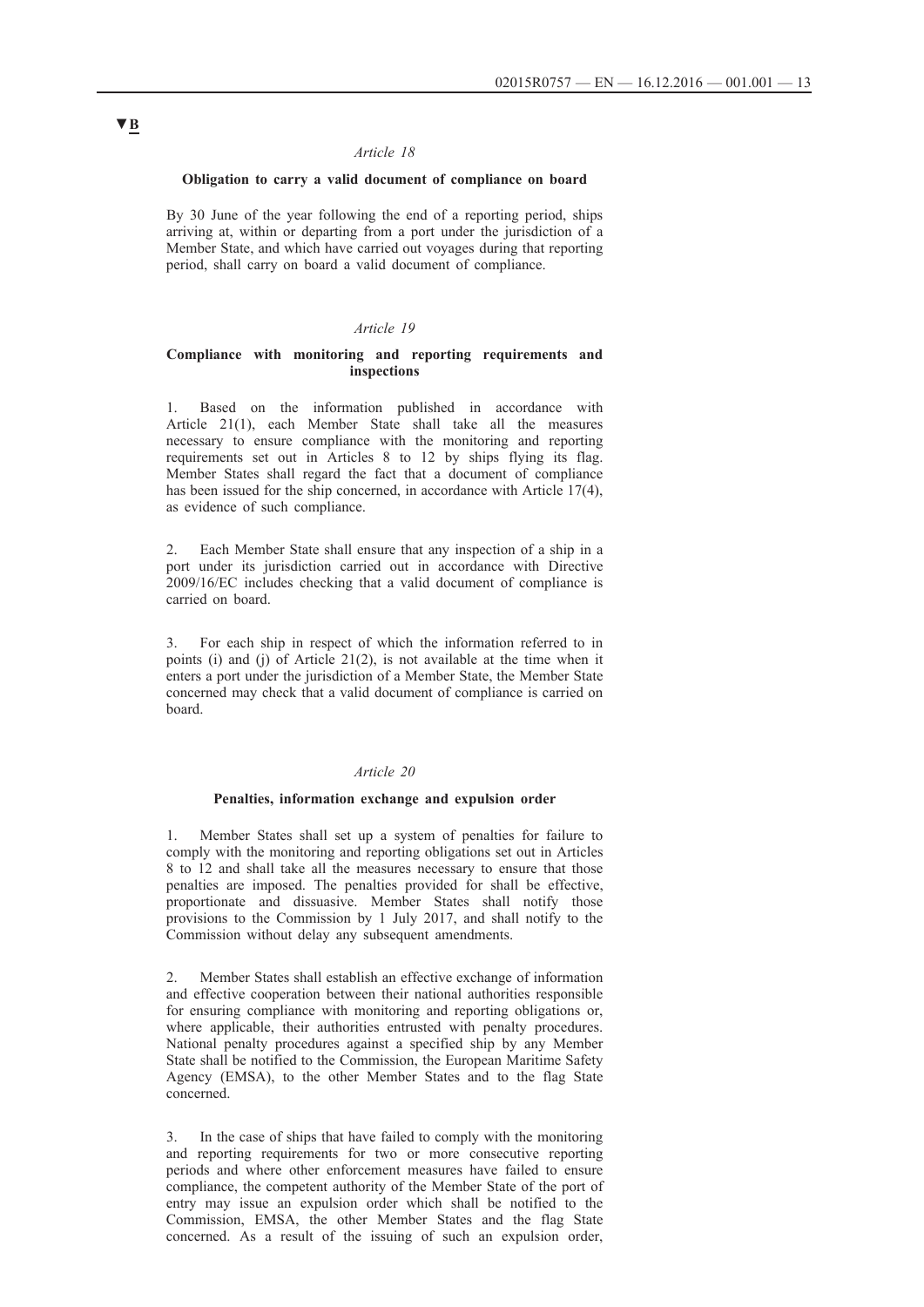▼B

*Article 18*

**Obligation to carry a valid document of compliance on board**

By 30 June of the year following the end of a reporting period, ships arriving at, within or departing from a port under the jurisdiction of a Member State, and which have carried out voyages during that reporting period, shall carry on board a valid document of compliance.

*Article 19*

**Compliance with monitoring and reporting requirements and inspections**

1. Based on the information published in accordance with Article 21(1), each Member State shall take all the measures necessary to ensure compliance with the monitoring and reporting requirements set out in Articles 8 to 12 by ships flying its flag. Member States shall regard the fact that a document of compliance has been issued for the ship concerned, in accordance with Article 17(4), as evidence of such compliance.

2. Each Member State shall ensure that any inspection of a ship in a port under its jurisdiction carried out in accordance with Directive 2009/16/EC includes checking that a valid document of compliance is carried on board.

3. For each ship in respect of which the information referred to in points (i) and (j) of Article 21(2), is not available at the time when it enters a port under the jurisdiction of a Member State, the Member State concerned may check that a valid document of compliance is carried on board.

*Article 20*

**Penalties, information exchange and expulsion order**

1. Member States shall set up a system of penalties for failure to comply with the monitoring and reporting obligations set out in Articles 8 to 12 and shall take all the measures necessary to ensure that those penalties are imposed. The penalties provided for shall be effective, proportionate and dissuasive. Member States shall notify those provisions to the Commission by 1 July 2017, and shall notify to the Commission without delay any subsequent amendments.

2. Member States shall establish an effective exchange of information and effective cooperation between their national authorities responsible for ensuring compliance with monitoring and reporting obligations or, where applicable, their authorities entrusted with penalty procedures. National penalty procedures against a specified ship by any Member State shall be notified to the Commission, the European Maritime Safety Agency (EMSA), to the other Member States and to the flag State concerned.

3. In the case of ships that have failed to comply with the monitoring and reporting requirements for two or more consecutive reporting periods and where other enforcement measures have failed to ensure compliance, the competent authority of the Member State of the port of entry may issue an expulsion order which shall be notified to the Commission, EMSA, the other Member States and the flag State concerned. As a result of the issuing of such an expulsion order,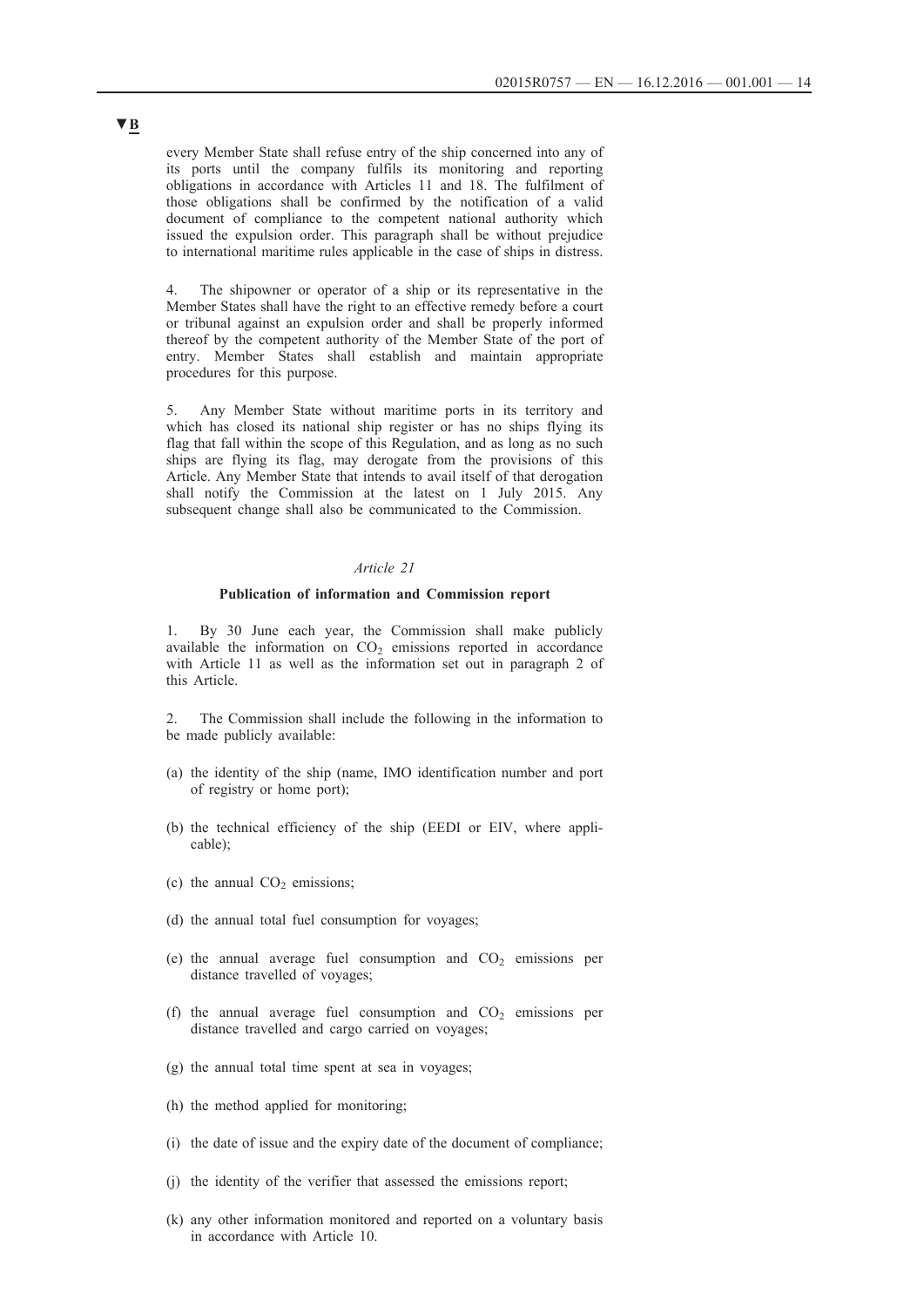▼B

every Member State shall refuse entry of the ship concerned into any of its ports until the company fulfils its monitoring and reporting obligations in accordance with Articles 11 and 18. The fulfilment of those obligations shall be confirmed by the notification of a valid document of compliance to the competent national authority which issued the expulsion order. This paragraph shall be without prejudice to international maritime rules applicable in the case of ships in distress.

4. The shipowner or operator of a ship or its representative in the Member States shall have the right to an effective remedy before a court or tribunal against an expulsion order and shall be properly informed thereof by the competent authority of the Member State of the port of entry. Member States shall establish and maintain appropriate procedures for this purpose.

5. Any Member State without maritime ports in its territory and which has closed its national ship register or has no ships flying its flag that fall within the scope of this Regulation, and as long as no such ships are flying its flag, may derogate from the provisions of this Article. Any Member State that intends to avail itself of that derogation shall notify the Commission at the latest on 1 July 2015. Any subsequent change shall also be communicated to the Commission.

*Article 21*

**Publication of information and Commission report**

1. By 30 June each year, the Commission shall make publicly available the information on $CO_2$ emissions reported in accordance with Article 11 as well as the information set out in paragraph 2 of this Article.

2. The Commission shall include the following in the information to be made publicly available:

(a) the identity of the ship (name, IMO identification number and port of registry or home port);

(b) the technical efficiency of the ship (EEDI or EIV, where applicable);

(c) the annual $CO_2$ emissions;

(d) the annual total fuel consumption for voyages;

(e) the annual average fuel consumption and $CO_2$ emissions per distance travelled of voyages;

(f) the annual average fuel consumption and $CO_2$ emissions per distance travelled and cargo carried on voyages;

(g) the annual total time spent at sea in voyages;

(h) the method applied for monitoring;

(i) the date of issue and the expiry date of the document of compliance;

(j) the identity of the verifier that assessed the emissions report;

(k) any other information monitored and reported on a voluntary basis in accordance with Article 10.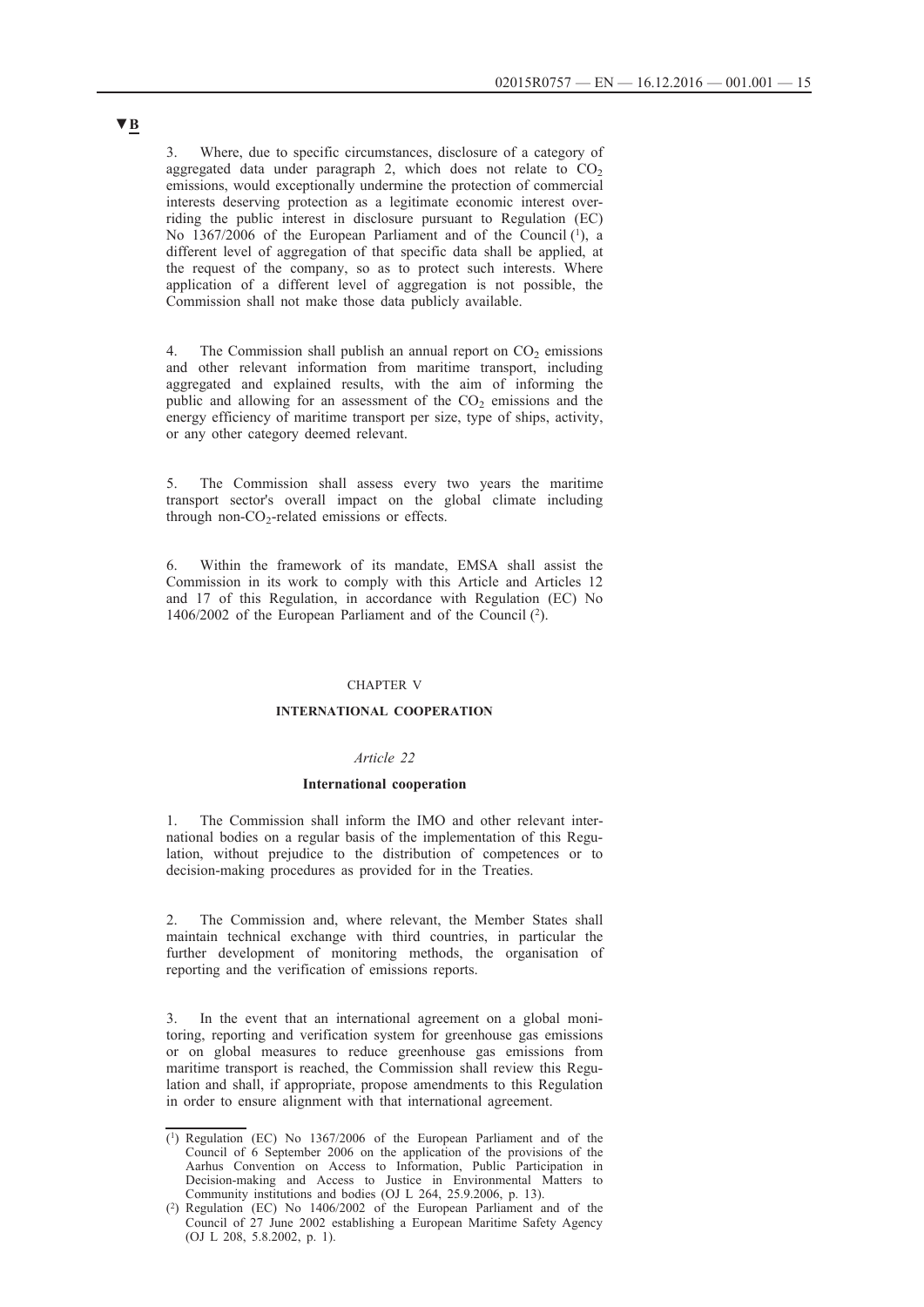▼B

3. Where, due to specific circumstances, disclosure of a category of aggregated data under paragraph 2, which does not relate to $CO_2$ emissions, would exceptionally undermine the protection of commercial interests deserving protection as a legitimate economic interest overriding the public interest in disclosure pursuant to Regulation (EC) No 1367/2006 of the European Parliament and of the Council [1], a different level of aggregation of that specific data shall be applied, at the request of the company, so as to protect such interests. Where application of a different level of aggregation is not possible, the Commission shall not make those data publicly available.

4. The Commission shall publish an annual report on $CO_2$ emissions and other relevant information from maritime transport, including aggregated and explained results, with the aim of informing the public and allowing for an assessment of the $CO_2$ emissions and the energy efficiency of maritime transport per size, type of ships, activity, or any other category deemed relevant.

5. The Commission shall assess every two years the maritime transport sector's overall impact on the global climate including through non-$CO_2$-related emissions or effects.

6. Within the framework of its mandate, EMSA shall assist the Commission in its work to comply with this Article and Articles 12 and 17 of this Regulation, in accordance with Regulation (EC) No 1406/2002 of the European Parliament and of the Council [2].

CHAPTER V

**INTERNATIONAL COOPERATION**

*Article 22*

**International cooperation**

1. The Commission shall inform the IMO and other relevant international bodies on a regular basis of the implementation of this Regulation, without prejudice to the distribution of competences or to decision-making procedures as provided for in the Treaties.

2. The Commission and, where relevant, the Member States shall maintain technical exchange with third countries, in particular the further development of monitoring methods, the organisation of reporting and the verification of emissions reports.

3. In the event that an international agreement on a global monitoring, reporting and verification system for greenhouse gas emissions or on global measures to reduce greenhouse gas emissions from maritime transport is reached, the Commission shall review this Regulation and shall, if appropriate, propose amendments to this Regulation in order to ensure alignment with that international agreement.

---

[1] Regulation (EC) No 1367/2006 of the European Parliament and of the Council of 6 September 2006 on the application of the provisions of the Aarhus Convention on Access to Information, Public Participation in Decision-making and Access to Justice in Environmental Matters to Community institutions and bodies (OJ L 264, 25.9.2006, p. 13).

[2] Regulation (EC) No 1406/2002 of the European Parliament and of the Council of 27 June 2002 establishing a European Maritime Safety Agency (OJ L 208, 5.8.2002, p. 1).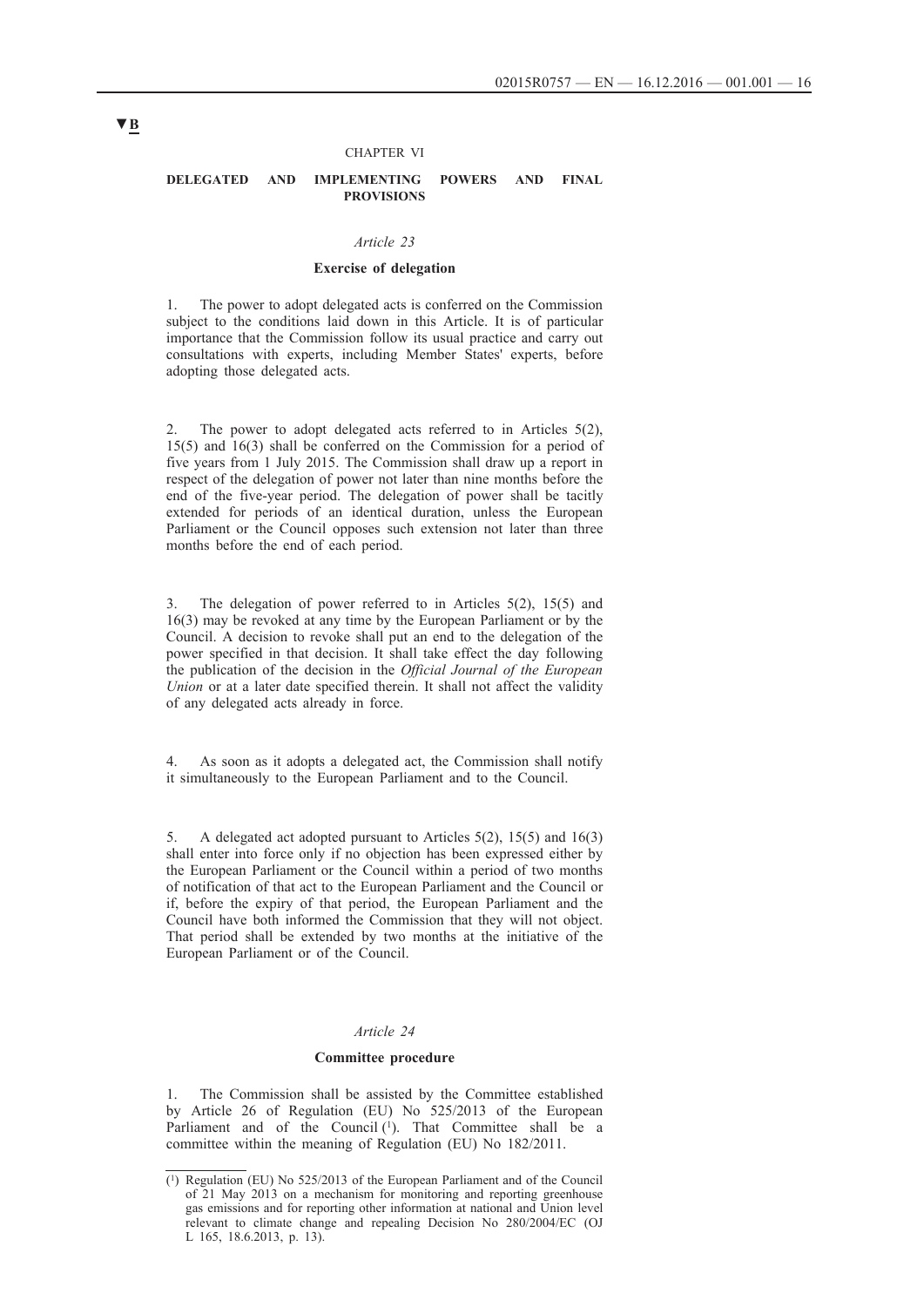▼B

CHAPTER VI

**DELEGATED AND IMPLEMENTING POWERS AND FINAL PROVISIONS**

*Article 23*

**Exercise of delegation**

1. The power to adopt delegated acts is conferred on the Commission subject to the conditions laid down in this Article. It is of particular importance that the Commission follow its usual practice and carry out consultations with experts, including Member States' experts, before adopting those delegated acts.

2. The power to adopt delegated acts referred to in Articles 5(2), 15(5) and 16(3) shall be conferred on the Commission for a period of five years from 1 July 2015. The Commission shall draw up a report in respect of the delegation of power not later than nine months before the end of the five-year period. The delegation of power shall be tacitly extended for periods of an identical duration, unless the European Parliament or the Council opposes such extension not later than three months before the end of each period.

3. The delegation of power referred to in Articles 5(2), 15(5) and 16(3) may be revoked at any time by the European Parliament or by the Council. A decision to revoke shall put an end to the delegation of the power specified in that decision. It shall take effect the day following the publication of the decision in the *Official Journal of the European Union* or at a later date specified therein. It shall not affect the validity of any delegated acts already in force.

4. As soon as it adopts a delegated act, the Commission shall notify it simultaneously to the European Parliament and to the Council.

5. A delegated act adopted pursuant to Articles 5(2), 15(5) and 16(3) shall enter into force only if no objection has been expressed either by the European Parliament or the Council within a period of two months of notification of that act to the European Parliament and the Council or if, before the expiry of that period, the European Parliament and the Council have both informed the Commission that they will not object. That period shall be extended by two months at the initiative of the European Parliament or of the Council.

*Article 24*

**Committee procedure**

1. The Commission shall be assisted by the Committee established by Article 26 of Regulation (EU) No 525/2013 of the European Parliament and of the Council [1]. That Committee shall be a committee within the meaning of Regulation (EU) No 182/2011.

---

[1] Regulation (EU) No 525/2013 of the European Parliament and of the Council of 21 May 2013 on a mechanism for monitoring and reporting greenhouse gas emissions and for reporting other information at national and Union level relevant to climate change and repealing Decision No 280/2004/EC (OJ L 165, 18.6.2013, p. 13).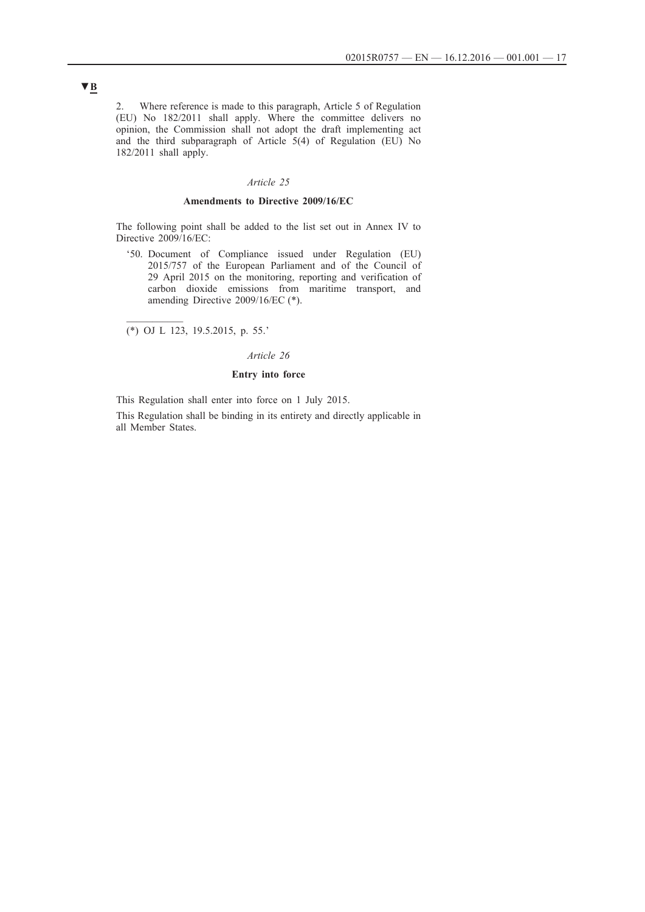▼B

2. Where reference is made to this paragraph, Article 5 of Regulation (EU) No 182/2011 shall apply. Where the committee delivers no opinion, the Commission shall not adopt the draft implementing act and the third subparagraph of Article 5(4) of Regulation (EU) No 182/2011 shall apply.

*Article 25*

**Amendments to Directive 2009/16/EC**

The following point shall be added to the list set out in Annex IV to Directive 2009/16/EC:

'50. Document of Compliance issued under Regulation (EU) 2015/757 of the European Parliament and of the Council of 29 April 2015 on the monitoring, reporting and verification of carbon dioxide emissions from maritime transport, and amending Directive 2009/16/EC (*).

---

(*) OJ L 123, 19.5.2015, p. 55.'

*Article 26*

**Entry into force**

This Regulation shall enter into force on 1 July 2015.

This Regulation shall be binding in its entirety and directly applicable in all Member States.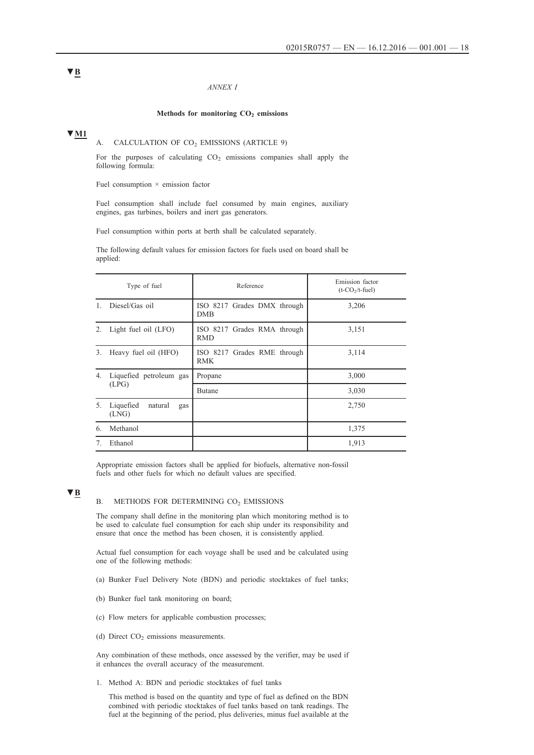▼B

*ANNEX I*

## Methods for monitoring $CO_2$ emissions

▼M1

### A. CALCULATION OF $CO_2$ EMISSIONS (ARTICLE 9)

For the purposes of calculating $CO_2$ emissions companies shall apply the following formula:

Fuel consumption × emission factor

Fuel consumption shall include fuel consumed by main engines, auxiliary engines, gas turbines, boilers and inert gas generators.

Fuel consumption within ports at berth shall be calculated separately.

The following default values for emission factors for fuels used on board shall be applied:

| Type of fuel | Reference | Emission factor ($t\text{-}CO_2$/t-fuel) |
|---|---|---|
| 1. Diesel/Gas oil | ISO 8217 Grades DMX through DMB | 3,206 |
| 2. Light fuel oil (LFO) | ISO 8217 Grades RMA through RMD | 3,151 |
| 3. Heavy fuel oil (HFO) | ISO 8217 Grades RME through RMK | 3,114 |
| 4. Liquefied petroleum gas (LPG) | Propane | 3,000 |
| | Butane | 3,030 |
| 5. Liquefied natural gas (LNG) | | 2,750 |
| 6. Methanol | | 1,375 |
| 7. Ethanol | | 1,913 |

Appropriate emission factors shall be applied for biofuels, alternative non-fossil fuels and other fuels for which no default values are specified.

▼B

### B. METHODS FOR DETERMINING $CO_2$ EMISSIONS

The company shall define in the monitoring plan which monitoring method is to be used to calculate fuel consumption for each ship under its responsibility and ensure that once the method has been chosen, it is consistently applied.

Actual fuel consumption for each voyage shall be used and be calculated using one of the following methods:

(a) Bunker Fuel Delivery Note (BDN) and periodic stocktakes of fuel tanks;

(b) Bunker fuel tank monitoring on board;

(c) Flow meters for applicable combustion processes;

(d) Direct $CO_2$ emissions measurements.

Any combination of these methods, once assessed by the verifier, may be used if it enhances the overall accuracy of the measurement.

1. Method A: BDN and periodic stocktakes of fuel tanks

   This method is based on the quantity and type of fuel as defined on the BDN combined with periodic stocktakes of fuel tanks based on tank readings. The fuel at the beginning of the period, plus deliveries, minus fuel available at the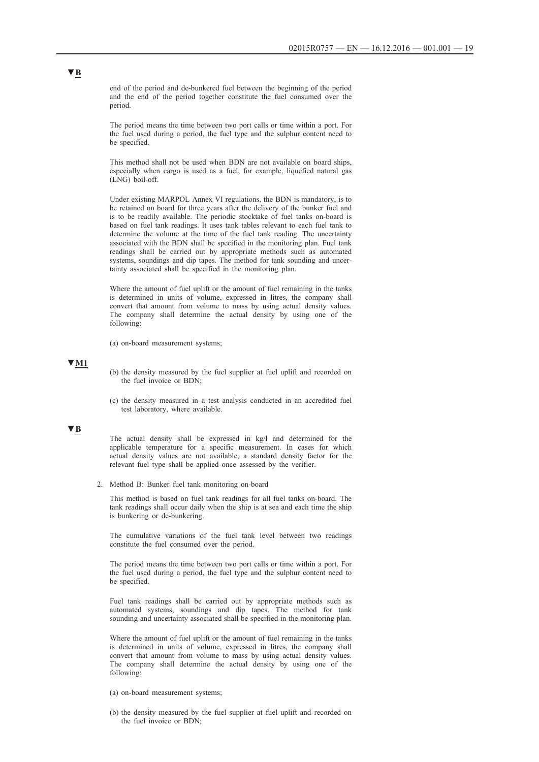▼B

end of the period and de-bunkered fuel between the beginning of the period and the end of the period together constitute the fuel consumed over the period.

The period means the time between two port calls or time within a port. For the fuel used during a period, the fuel type and the sulphur content need to be specified.

This method shall not be used when BDN are not available on board ships, especially when cargo is used as a fuel, for example, liquefied natural gas (LNG) boil-off.

Under existing MARPOL Annex VI regulations, the BDN is mandatory, is to be retained on board for three years after the delivery of the bunker fuel and is to be readily available. The periodic stocktake of fuel tanks on-board is based on fuel tank readings. It uses tank tables relevant to each fuel tank to determine the volume at the time of the fuel tank reading. The uncertainty associated with the BDN shall be specified in the monitoring plan. Fuel tank readings shall be carried out by appropriate methods such as automated systems, soundings and dip tapes. The method for tank sounding and uncertainty associated shall be specified in the monitoring plan.

Where the amount of fuel uplift or the amount of fuel remaining in the tanks is determined in units of volume, expressed in litres, the company shall convert that amount from volume to mass by using actual density values. The company shall determine the actual density by using one of the following:

(a) on-board measurement systems;

▼M1

(b) the density measured by the fuel supplier at fuel uplift and recorded on the fuel invoice or BDN;

(c) the density measured in a test analysis conducted in an accredited fuel test laboratory, where available.

▼B

The actual density shall be expressed in kg/l and determined for the applicable temperature for a specific measurement. In cases for which actual density values are not available, a standard density factor for the relevant fuel type shall be applied once assessed by the verifier.

2. Method B: Bunker fuel tank monitoring on-board

This method is based on fuel tank readings for all fuel tanks on-board. The tank readings shall occur daily when the ship is at sea and each time the ship is bunkering or de-bunkering.

The cumulative variations of the fuel tank level between two readings constitute the fuel consumed over the period.

The period means the time between two port calls or time within a port. For the fuel used during a period, the fuel type and the sulphur content need to be specified.

Fuel tank readings shall be carried out by appropriate methods such as automated systems, soundings and dip tapes. The method for tank sounding and uncertainty associated shall be specified in the monitoring plan.

Where the amount of fuel uplift or the amount of fuel remaining in the tanks is determined in units of volume, expressed in litres, the company shall convert that amount from volume to mass by using actual density values. The company shall determine the actual density by using one of the following:

(a) on-board measurement systems;

(b) the density measured by the fuel supplier at fuel uplift and recorded on the fuel invoice or BDN;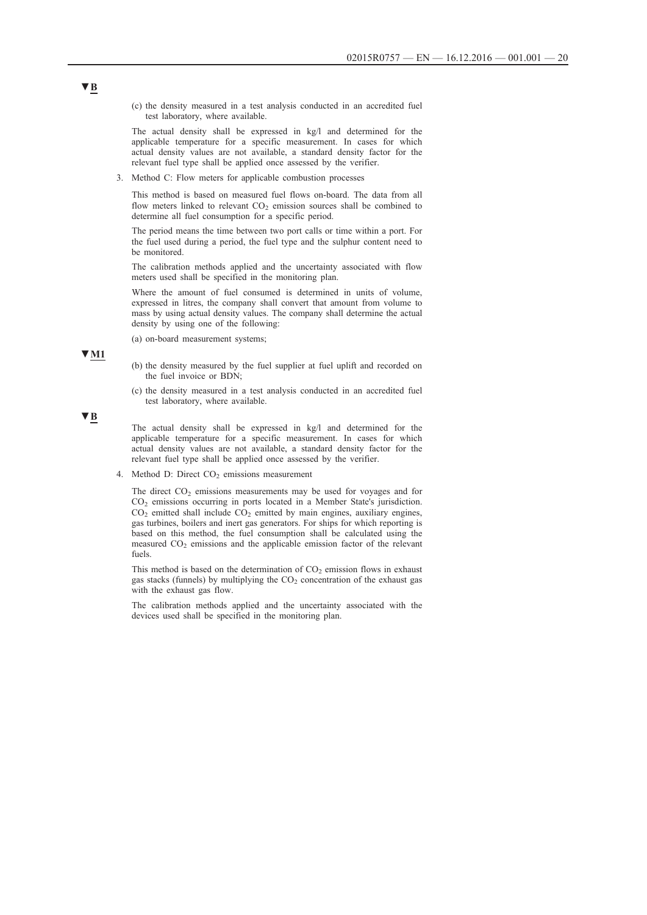▼B

(c) the density measured in a test analysis conducted in an accredited fuel test laboratory, where available.

The actual density shall be expressed in kg/l and determined for the applicable temperature for a specific measurement. In cases for which actual density values are not available, a standard density factor for the relevant fuel type shall be applied once assessed by the verifier.

3. Method C: Flow meters for applicable combustion processes

This method is based on measured fuel flows on-board. The data from all flow meters linked to relevant $CO_2$ emission sources shall be combined to determine all fuel consumption for a specific period.

The period means the time between two port calls or time within a port. For the fuel used during a period, the fuel type and the sulphur content need to be monitored.

The calibration methods applied and the uncertainty associated with flow meters used shall be specified in the monitoring plan.

Where the amount of fuel consumed is determined in units of volume, expressed in litres, the company shall convert that amount from volume to mass by using actual density values. The company shall determine the actual density by using one of the following:

(a) on-board measurement systems;

▼M1

(b) the density measured by the fuel supplier at fuel uplift and recorded on the fuel invoice or BDN;

(c) the density measured in a test analysis conducted in an accredited fuel test laboratory, where available.

▼B

The actual density shall be expressed in kg/l and determined for the applicable temperature for a specific measurement. In cases for which actual density values are not available, a standard density factor for the relevant fuel type shall be applied once assessed by the verifier.

4. Method D: Direct $CO_2$ emissions measurement

The direct $CO_2$ emissions measurements may be used for voyages and for $CO_2$ emissions occurring in ports located in a Member State's jurisdiction. $CO_2$ emitted shall include $CO_2$ emitted by main engines, auxiliary engines, gas turbines, boilers and inert gas generators. For ships for which reporting is based on this method, the fuel consumption shall be calculated using the measured $CO_2$ emissions and the applicable emission factor of the relevant fuels.

This method is based on the determination of $CO_2$ emission flows in exhaust gas stacks (funnels) by multiplying the $CO_2$ concentration of the exhaust gas with the exhaust gas flow.

The calibration methods applied and the uncertainty associated with the devices used shall be specified in the monitoring plan.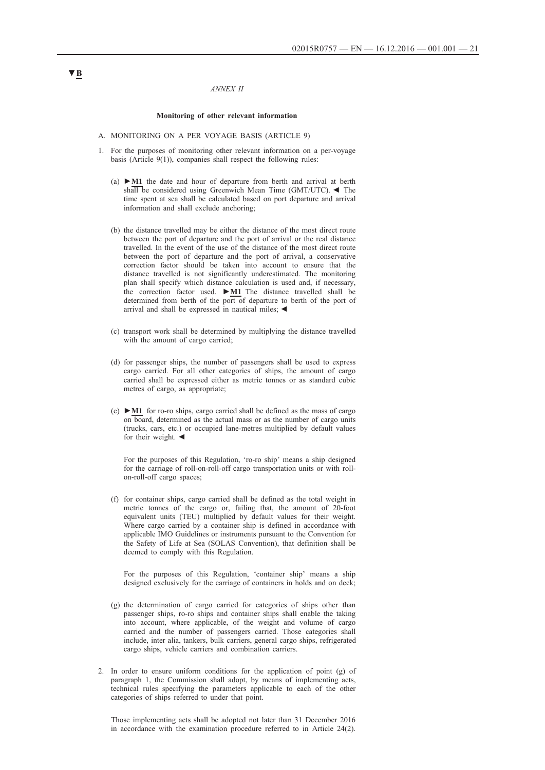▼B

*ANNEX II*

**Monitoring of other relevant information**

A. MONITORING ON A PER VOYAGE BASIS (ARTICLE 9)

1. For the purposes of monitoring other relevant information on a per-voyage basis (Article 9(1)), companies shall respect the following rules:

   (a) ►M1 the date and hour of departure from berth and arrival at berth shall be considered using Greenwich Mean Time (GMT/UTC). ◄ The time spent at sea shall be calculated based on port departure and arrival information and shall exclude anchoring;

   (b) the distance travelled may be either the distance of the most direct route between the port of departure and the port of arrival or the real distance travelled. In the event of the use of the distance of the most direct route between the port of departure and the port of arrival, a conservative correction factor should be taken into account to ensure that the distance travelled is not significantly underestimated. The monitoring plan shall specify which distance calculation is used and, if necessary, the correction factor used. ►M1 The distance travelled shall be determined from berth of the port of departure to berth of the port of arrival and shall be expressed in nautical miles; ◄

   (c) transport work shall be determined by multiplying the distance travelled with the amount of cargo carried;

   (d) for passenger ships, the number of passengers shall be used to express cargo carried. For all other categories of ships, the amount of cargo carried shall be expressed either as metric tonnes or as standard cubic metres of cargo, as appropriate;

   (e) ►M1 for ro-ro ships, cargo carried shall be defined as the mass of cargo on board, determined as the actual mass or as the number of cargo units (trucks, cars, etc.) or occupied lane-metres multiplied by default values for their weight. ◄

   For the purposes of this Regulation, 'ro-ro ship' means a ship designed for the carriage of roll-on-roll-off cargo transportation units or with roll-on-roll-off cargo spaces;

   (f) for container ships, cargo carried shall be defined as the total weight in metric tonnes of the cargo or, failing that, the amount of 20-foot equivalent units (TEU) multiplied by default values for their weight. Where cargo carried by a container ship is defined in accordance with applicable IMO Guidelines or instruments pursuant to the Convention for the Safety of Life at Sea (SOLAS Convention), that definition shall be deemed to comply with this Regulation.

   For the purposes of this Regulation, 'container ship' means a ship designed exclusively for the carriage of containers in holds and on deck;

   (g) the determination of cargo carried for categories of ships other than passenger ships, ro-ro ships and container ships shall enable the taking into account, where applicable, of the weight and volume of cargo carried and the number of passengers carried. Those categories shall include, inter alia, tankers, bulk carriers, general cargo ships, refrigerated cargo ships, vehicle carriers and combination carriers.

2. In order to ensure uniform conditions for the application of point (g) of paragraph 1, the Commission shall adopt, by means of implementing acts, technical rules specifying the parameters applicable to each of the other categories of ships referred to under that point.

   Those implementing acts shall be adopted not later than 31 December 2016 in accordance with the examination procedure referred to in Article 24(2).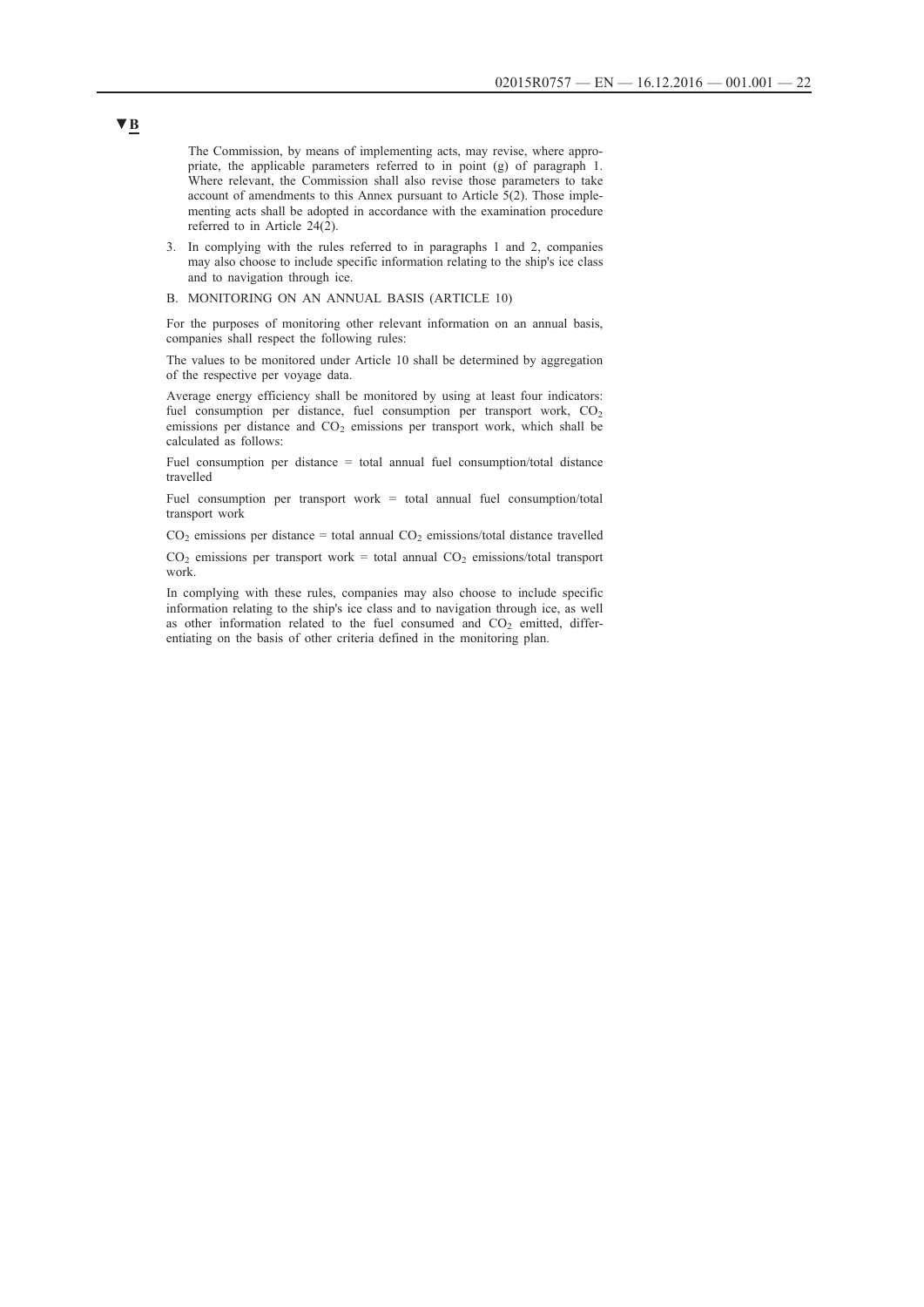▼B

The Commission, by means of implementing acts, may revise, where appropriate, the applicable parameters referred to in point (g) of paragraph 1. Where relevant, the Commission shall also revise those parameters to take account of amendments to this Annex pursuant to Article 5(2). Those implementing acts shall be adopted in accordance with the examination procedure referred to in Article 24(2).

3. In complying with the rules referred to in paragraphs 1 and 2, companies may also choose to include specific information relating to the ship's ice class and to navigation through ice.

B. MONITORING ON AN ANNUAL BASIS (ARTICLE 10)

For the purposes of monitoring other relevant information on an annual basis, companies shall respect the following rules:

The values to be monitored under Article 10 shall be determined by aggregation of the respective per voyage data.

Average energy efficiency shall be monitored by using at least four indicators: fuel consumption per distance, fuel consumption per transport work, $CO_2$ emissions per distance and $CO_2$ emissions per transport work, which shall be calculated as follows:

Fuel consumption per distance = total annual fuel consumption/total distance travelled

Fuel consumption per transport work = total annual fuel consumption/total transport work

$CO_2$ emissions per distance = total annual $CO_2$ emissions/total distance travelled

$CO_2$ emissions per transport work = total annual $CO_2$ emissions/total transport work.

In complying with these rules, companies may also choose to include specific information relating to the ship's ice class and to navigation through ice, as well as other information related to the fuel consumed and $CO_2$ emitted, differentiating on the basis of other criteria defined in the monitoring plan.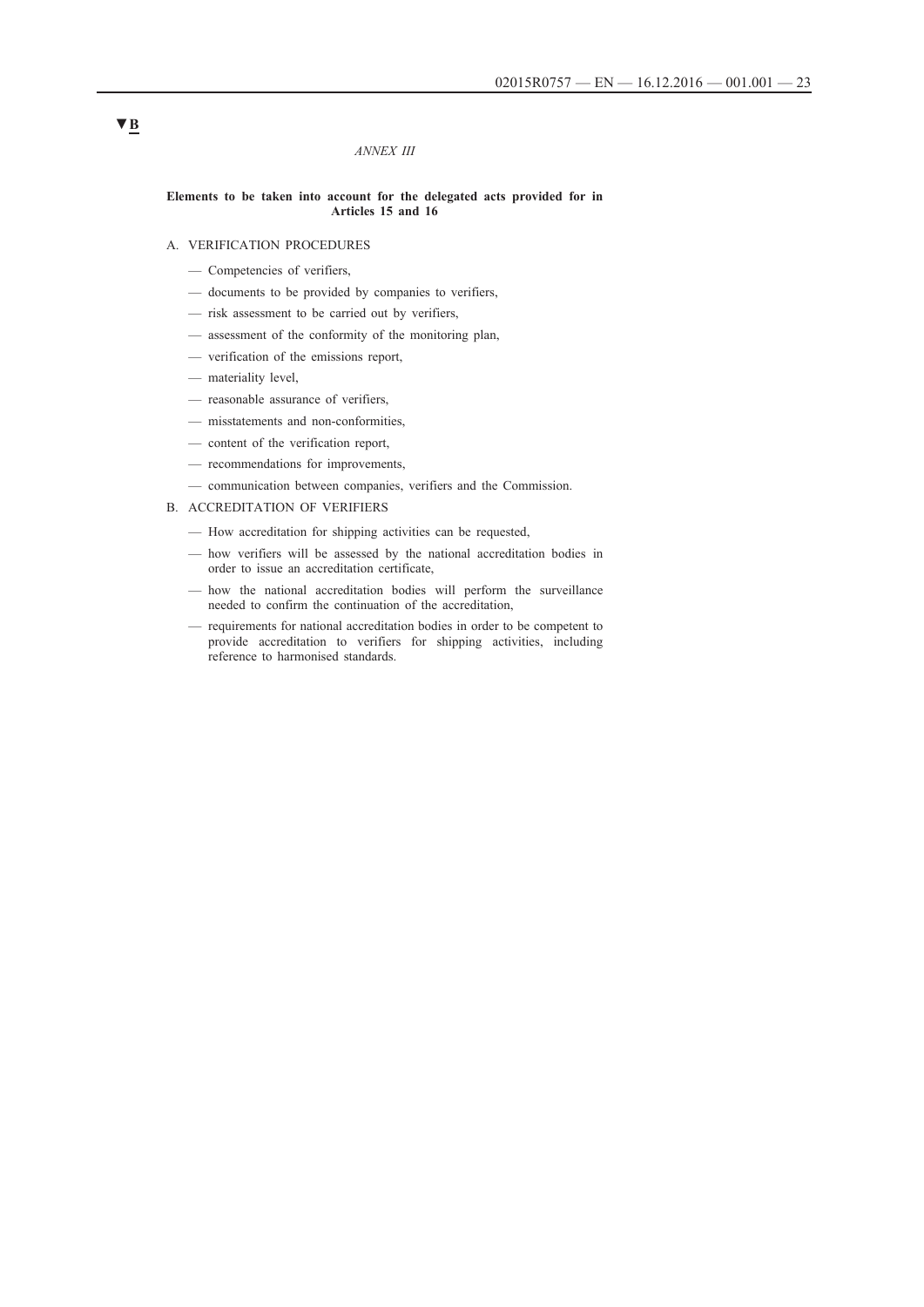▼B

*ANNEX III*

**Elements to be taken into account for the delegated acts provided for in Articles 15 and 16**

A. VERIFICATION PROCEDURES

— Competencies of verifiers,

— documents to be provided by companies to verifiers,

— risk assessment to be carried out by verifiers,

— assessment of the conformity of the monitoring plan,

— verification of the emissions report,

— materiality level,

— reasonable assurance of verifiers,

— misstatements and non-conformities,

— content of the verification report,

— recommendations for improvements,

— communication between companies, verifiers and the Commission.

B. ACCREDITATION OF VERIFIERS

— How accreditation for shipping activities can be requested,

— how verifiers will be assessed by the national accreditation bodies in order to issue an accreditation certificate,

— how the national accreditation bodies will perform the surveillance needed to confirm the continuation of the accreditation,

— requirements for national accreditation bodies in order to be competent to provide accreditation to verifiers for shipping activities, including reference to harmonised standards.